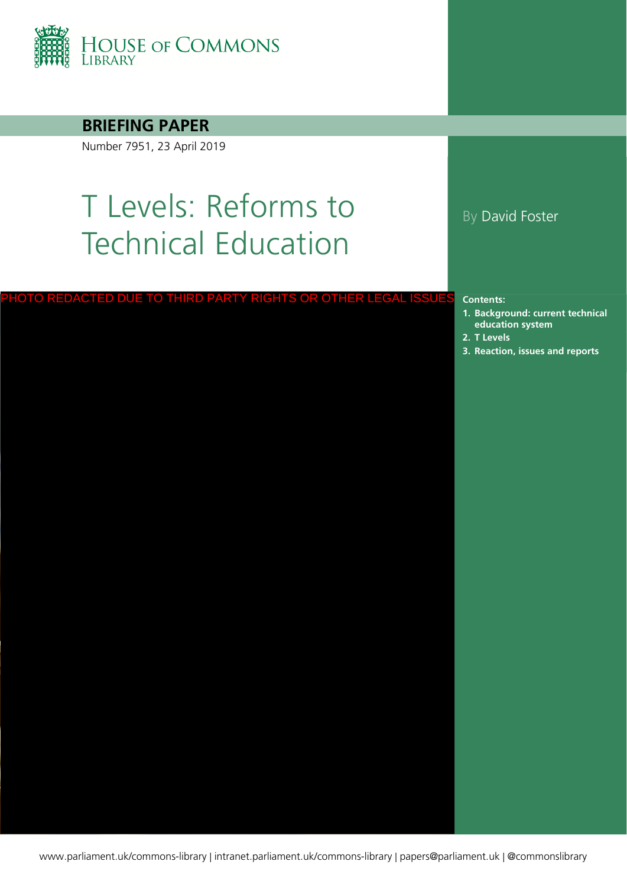HOUSE OF COMMONS LIBRARY

**BRIEFING PAPER**

Number 7951, 23 April 2019

# T Levels: Reforms to Technical Education

By David Foster

PHOTO REDACTED DUE TO THIRD PARTY RIGHTS OR OTHER LEGAL ISSUES

**Contents:**

1. **Background: current technical education system**
2. **T Levels**
3. **Reaction, issues and reports**

www.parliament.uk/commons-library | intranet.parliament.uk/commons-library | papers@parliament.uk | @commonslibrary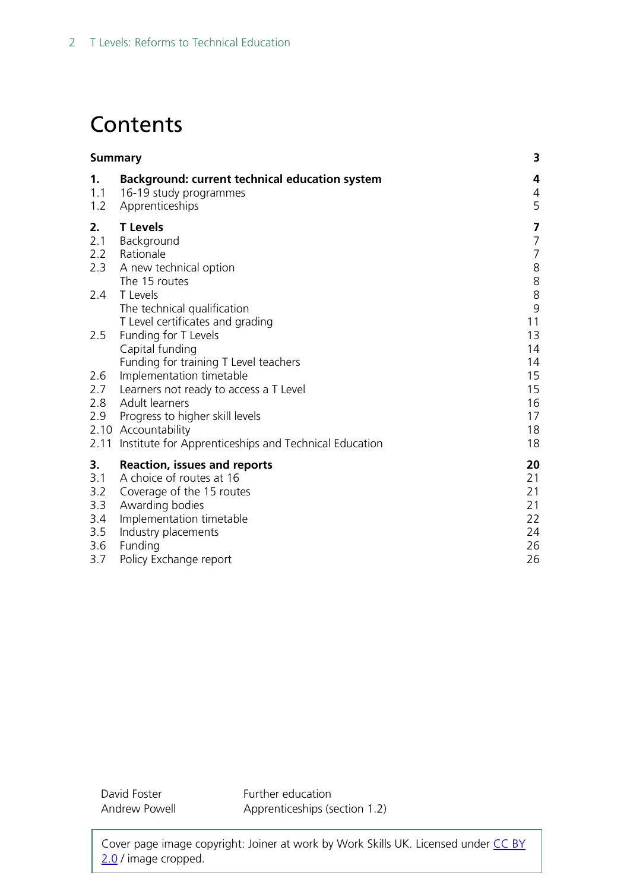# Contents

| | | |
|---|---|---|
| **Summary** | | **3** |
| **1.** | **Background: current technical education system** | **4** |
| 1.1 | 16-19 study programmes | 4 |
| 1.2 | Apprenticeships | 5 |
| **2.** | **T Levels** | **7** |
| 2.1 | Background | 7 |
| 2.2 | Rationale | 7 |
| 2.3 | A new technical option | 8 |
| | The 15 routes | 8 |
| 2.4 | T Levels | 8 |
| | The technical qualification | 9 |
| | T Level certificates and grading | 11 |
| 2.5 | Funding for T Levels | 13 |
| | Capital funding | 14 |
| | Funding for training T Level teachers | 14 |
| 2.6 | Implementation timetable | 15 |
| 2.7 | Learners not ready to access a T Level | 15 |
| 2.8 | Adult learners | 16 |
| 2.9 | Progress to higher skill levels | 17 |
| 2.10 | Accountability | 18 |
| 2.11 | Institute for Apprenticeships and Technical Education | 18 |
| **3.** | **Reaction, issues and reports** | **20** |
| 3.1 | A choice of routes at 16 | 21 |
| 3.2 | Coverage of the 15 routes | 21 |
| 3.3 | Awarding bodies | 21 |
| 3.4 | Implementation timetable | 22 |
| 3.5 | Industry placements | 24 |
| 3.6 | Funding | 26 |
| 3.7 | Policy Exchange report | 26 |

| | |
|---|---|
| David Foster | Further education |
| Andrew Powell | Apprenticeships (section 1.2) |

Cover page image copyright: Joiner at work by Work Skills UK. Licensed under CC BY 2.0 / image cropped.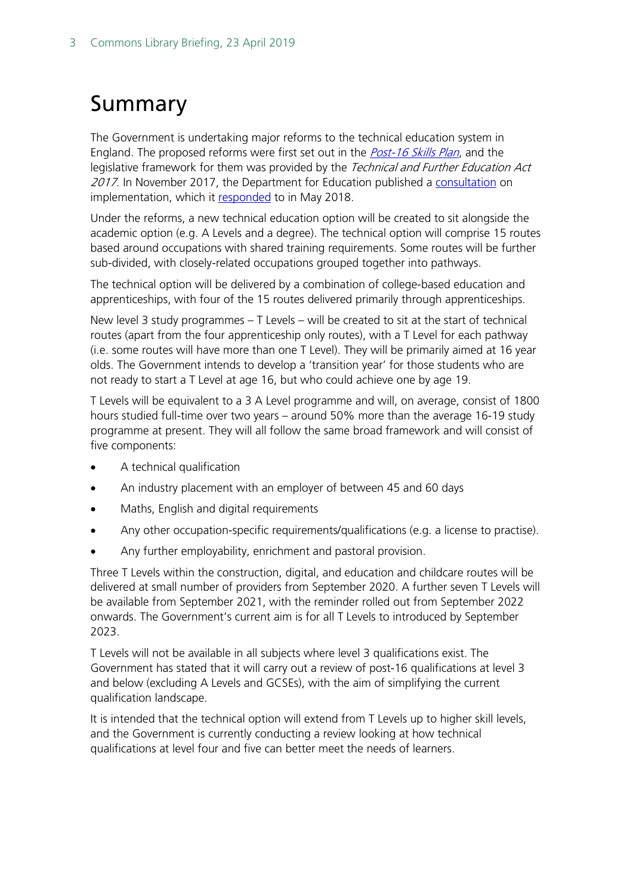# Summary

The Government is undertaking major reforms to the technical education system in England. The proposed reforms were first set out in the *Post-16 Skills Plan*, and the legislative framework for them was provided by the *Technical and Further Education Act 2017*. In November 2017, the Department for Education published a consultation on implementation, which it responded to in May 2018.

Under the reforms, a new technical education option will be created to sit alongside the academic option (e.g. A Levels and a degree). The technical option will comprise 15 routes based around occupations with shared training requirements. Some routes will be further sub-divided, with closely-related occupations grouped together into pathways.

The technical option will be delivered by a combination of college-based education and apprenticeships, with four of the 15 routes delivered primarily through apprenticeships.

New level 3 study programmes – T Levels – will be created to sit at the start of technical routes (apart from the four apprenticeship only routes), with a T Level for each pathway (i.e. some routes will have more than one T Level). They will be primarily aimed at 16 year olds. The Government intends to develop a 'transition year' for those students who are not ready to start a T Level at age 16, but who could achieve one by age 19.

T Levels will be equivalent to a 3 A Level programme and will, on average, consist of 1800 hours studied full-time over two years – around 50% more than the average 16-19 study programme at present. They will all follow the same broad framework and will consist of five components:

- A technical qualification
- An industry placement with an employer of between 45 and 60 days
- Maths, English and digital requirements
- Any other occupation-specific requirements/qualifications (e.g. a license to practise).
- Any further employability, enrichment and pastoral provision.

Three T Levels within the construction, digital, and education and childcare routes will be delivered at small number of providers from September 2020. A further seven T Levels will be available from September 2021, with the reminder rolled out from September 2022 onwards. The Government's current aim is for all T Levels to introduced by September 2023.

T Levels will not be available in all subjects where level 3 qualifications exist. The Government has stated that it will carry out a review of post-16 qualifications at level 3 and below (excluding A Levels and GCSEs), with the aim of simplifying the current qualification landscape.

It is intended that the technical option will extend from T Levels up to higher skill levels, and the Government is currently conducting a review looking at how technical qualifications at level four and five can better meet the needs of learners.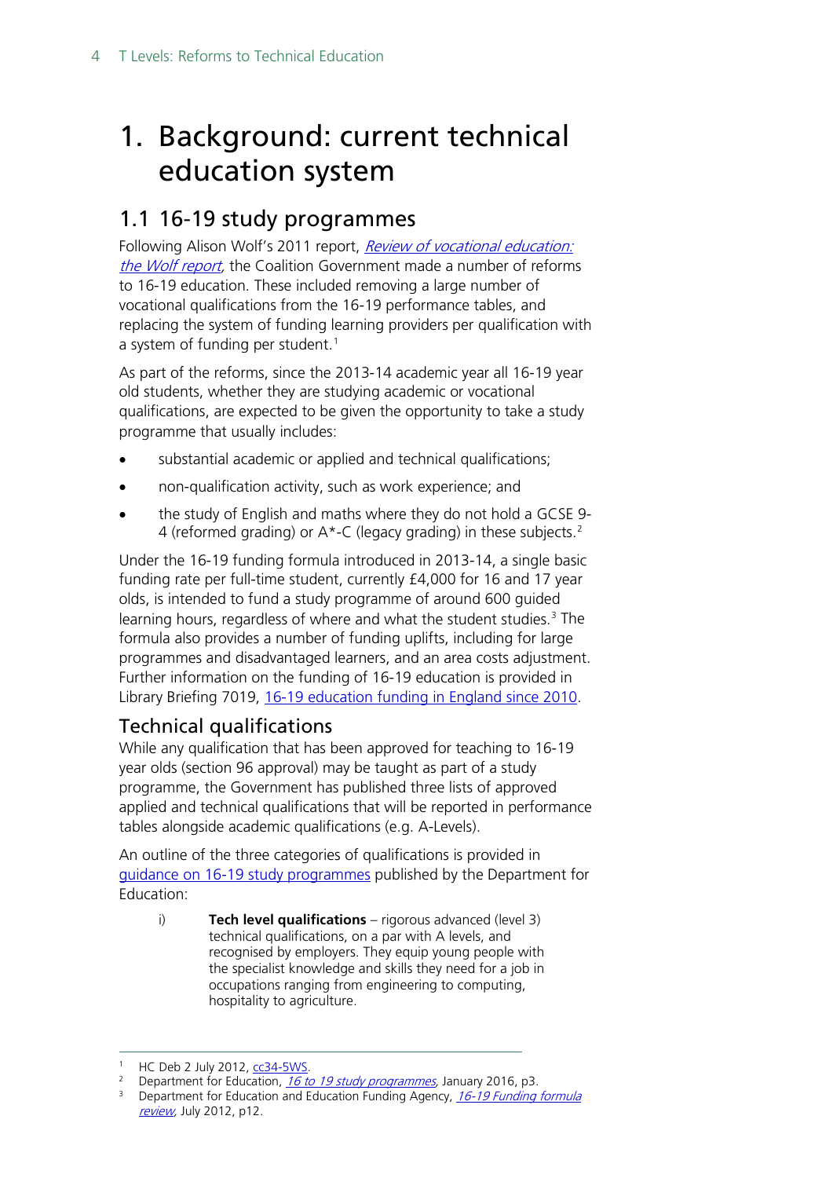# 1. Background: current technical education system

## 1.1 16-19 study programmes

Following Alison Wolf's 2011 report, *Review of vocational education: the Wolf report*, the Coalition Government made a number of reforms to 16-19 education. These included removing a large number of vocational qualifications from the 16-19 performance tables, and replacing the system of funding learning providers per qualification with a system of funding per student.[1]

As part of the reforms, since the 2013-14 academic year all 16-19 year old students, whether they are studying academic or vocational qualifications, are expected to be given the opportunity to take a study programme that usually includes:

- substantial academic or applied and technical qualifications;
- non-qualification activity, such as work experience; and
- the study of English and maths where they do not hold a GCSE 9-4 (reformed grading) or A*-C (legacy grading) in these subjects.[2]

Under the 16-19 funding formula introduced in 2013-14, a single basic funding rate per full-time student, currently £4,000 for 16 and 17 year olds, is intended to fund a study programme of around 600 guided learning hours, regardless of where and what the student studies.[3] The formula also provides a number of funding uplifts, including for large programmes and disadvantaged learners, and an area costs adjustment. Further information on the funding of 16-19 education is provided in Library Briefing 7019, 16-19 education funding in England since 2010.

### Technical qualifications

While any qualification that has been approved for teaching to 16-19 year olds (section 96 approval) may be taught as part of a study programme, the Government has published three lists of approved applied and technical qualifications that will be reported in performance tables alongside academic qualifications (e.g. A-Levels).

An outline of the three categories of qualifications is provided in guidance on 16-19 study programmes published by the Department for Education:

i) **Tech level qualifications** – rigorous advanced (level 3) technical qualifications, on a par with A levels, and recognised by employers. They equip young people with the specialist knowledge and skills they need for a job in occupations ranging from engineering to computing, hospitality to agriculture.

---

1. HC Deb 2 July 2012, cc34-5WS.
2. Department for Education, *16 to 19 study programmes*, January 2016, p3.
3. Department for Education and Education Funding Agency, *16-19 Funding formula review*, July 2012, p12.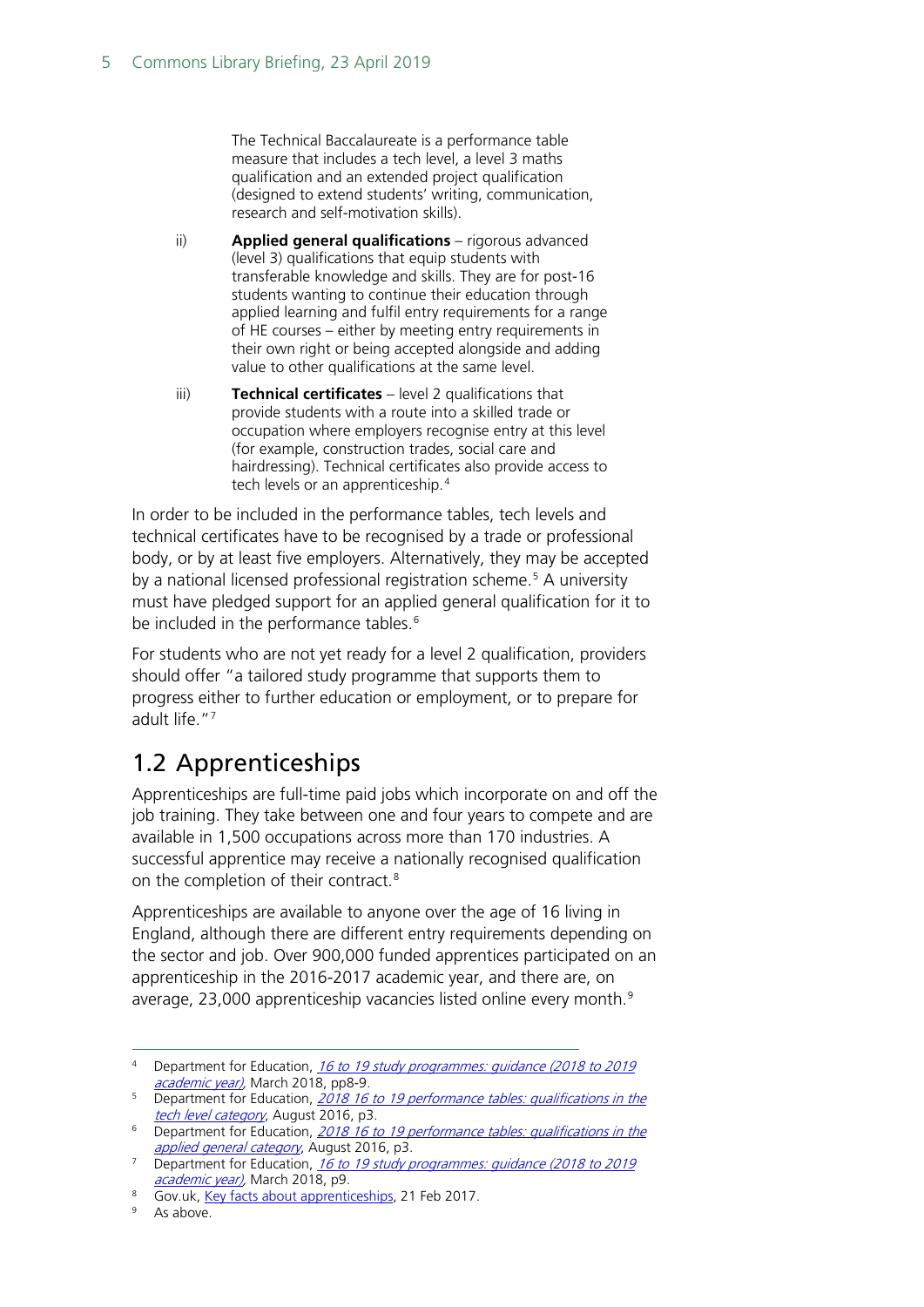The Technical Baccalaureate is a performance table measure that includes a tech level, a level 3 maths qualification and an extended project qualification (designed to extend students' writing, communication, research and self-motivation skills).

ii) **Applied general qualifications** – rigorous advanced (level 3) qualifications that equip students with transferable knowledge and skills. They are for post-16 students wanting to continue their education through applied learning and fulfil entry requirements for a range of HE courses – either by meeting entry requirements in their own right or being accepted alongside and adding value to other qualifications at the same level.

iii) **Technical certificates** – level 2 qualifications that provide students with a route into a skilled trade or occupation where employers recognise entry at this level (for example, construction trades, social care and hairdressing). Technical certificates also provide access to tech levels or an apprenticeship.[4]

In order to be included in the performance tables, tech levels and technical certificates have to be recognised by a trade or professional body, or by at least five employers. Alternatively, they may be accepted by a national licensed professional registration scheme.[5] A university must have pledged support for an applied general qualification for it to be included in the performance tables.[6]

For students who are not yet ready for a level 2 qualification, providers should offer "a tailored study programme that supports them to progress either to further education or employment, or to prepare for adult life."[7]

## 1.2 Apprenticeships

Apprenticeships are full-time paid jobs which incorporate on and off the job training. They take between one and four years to compete and are available in 1,500 occupations across more than 170 industries. A successful apprentice may receive a nationally recognised qualification on the completion of their contract.[8]

Apprenticeships are available to anyone over the age of 16 living in England, although there are different entry requirements depending on the sector and job. Over 900,000 funded apprentices participated on an apprenticeship in the 2016-2017 academic year, and there are, on average, 23,000 apprenticeship vacancies listed online every month.[9]

---

[4] Department for Education, *16 to 19 study programmes: guidance (2018 to 2019 academic year)*, March 2018, pp8-9.

[5] Department for Education, *2018 16 to 19 performance tables: qualifications in the tech level category*, August 2016, p3.

[6] Department for Education, *2018 16 to 19 performance tables: qualifications in the applied general category*, August 2016, p3.

[7] Department for Education, *16 to 19 study programmes: guidance (2018 to 2019 academic year)*, March 2018, p9.

[8] Gov.uk, Key facts about apprenticeships, 21 Feb 2017.

[9] As above.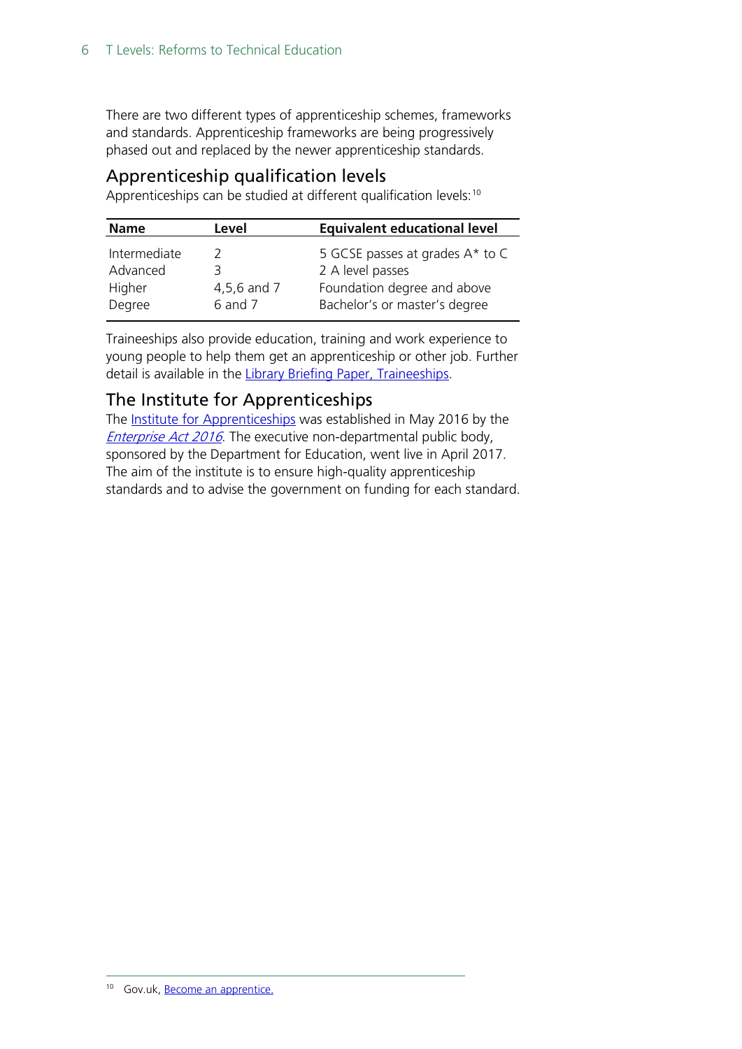There are two different types of apprenticeship schemes, frameworks and standards. Apprenticeship frameworks are being progressively phased out and replaced by the newer apprenticeship standards.

## Apprenticeship qualification levels

Apprenticeships can be studied at different qualification levels:[10]

| Name | Level | Equivalent educational level |
|---|---|---|
| Intermediate | 2 | 5 GCSE passes at grades A* to C |
| Advanced | 3 | 2 A level passes |
| Higher | 4,5,6 and 7 | Foundation degree and above |
| Degree | 6 and 7 | Bachelor's or master's degree |

Traineeships also provide education, training and work experience to young people to help them get an apprenticeship or other job. Further detail is available in the Library Briefing Paper, Traineeships.

## The Institute for Apprenticeships

The Institute for Apprenticeships was established in May 2016 by the *Enterprise Act 2016*. The executive non-departmental public body, sponsored by the Department for Education, went live in April 2017. The aim of the institute is to ensure high-quality apprenticeship standards and to advise the government on funding for each standard.

---

[10] Gov.uk, Become an apprentice.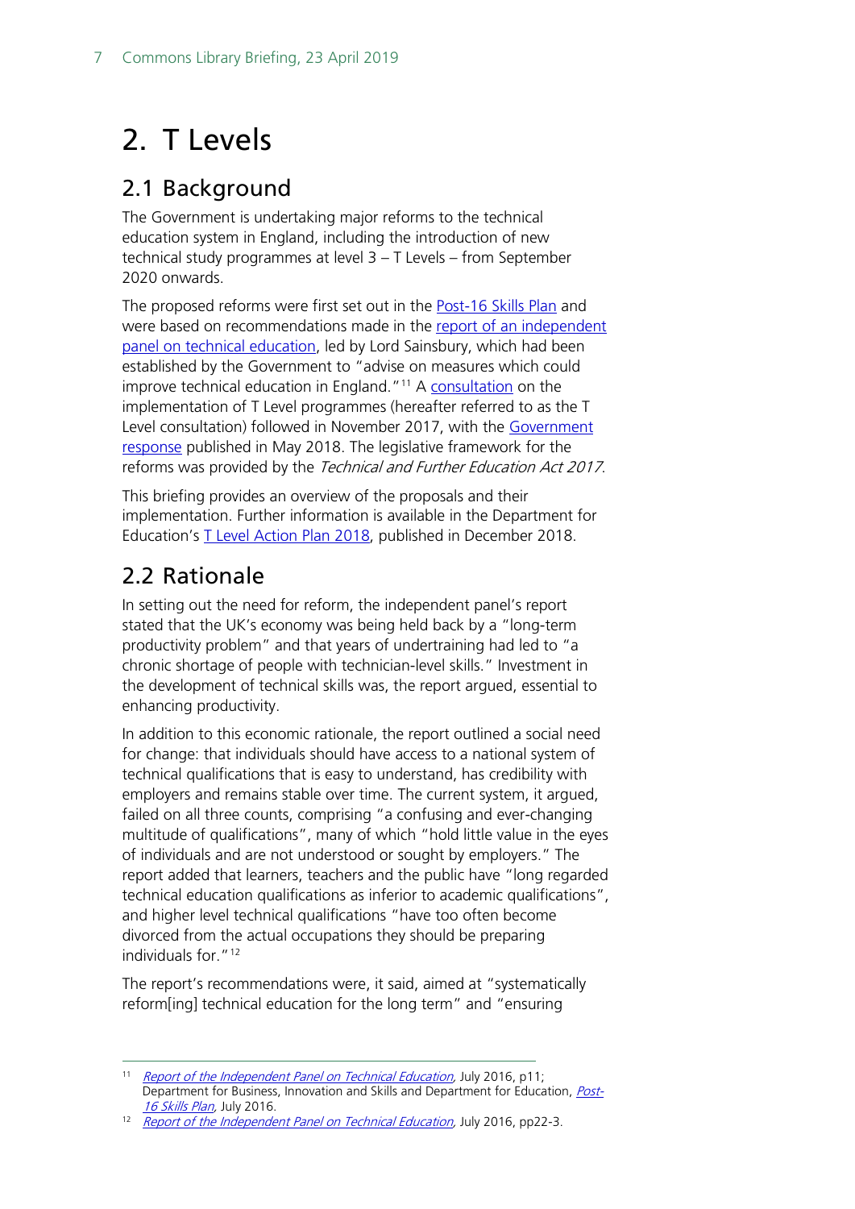# 2. T Levels

## 2.1 Background

The Government is undertaking major reforms to the technical education system in England, including the introduction of new technical study programmes at level 3 – T Levels – from September 2020 onwards.

The proposed reforms were first set out in the Post-16 Skills Plan and were based on recommendations made in the report of an independent panel on technical education, led by Lord Sainsbury, which had been established by the Government to "advise on measures which could improve technical education in England."[11] A consultation on the implementation of T Level programmes (hereafter referred to as the T Level consultation) followed in November 2017, with the Government response published in May 2018. The legislative framework for the reforms was provided by the *Technical and Further Education Act 2017*.

This briefing provides an overview of the proposals and their implementation. Further information is available in the Department for Education's T Level Action Plan 2018, published in December 2018.

## 2.2 Rationale

In setting out the need for reform, the independent panel's report stated that the UK's economy was being held back by a "long-term productivity problem" and that years of undertraining had led to "a chronic shortage of people with technician-level skills." Investment in the development of technical skills was, the report argued, essential to enhancing productivity.

In addition to this economic rationale, the report outlined a social need for change: that individuals should have access to a national system of technical qualifications that is easy to understand, has credibility with employers and remains stable over time. The current system, it argued, failed on all three counts, comprising "a confusing and ever-changing multitude of qualifications", many of which "hold little value in the eyes of individuals and are not understood or sought by employers." The report added that learners, teachers and the public have "long regarded technical education qualifications as inferior to academic qualifications", and higher level technical qualifications "have too often become divorced from the actual occupations they should be preparing individuals for."[12]

The report's recommendations were, it said, aimed at "systematically reform[ing] technical education for the long term" and "ensuring

[11] *Report of the Independent Panel on Technical Education*, July 2016, p11; Department for Business, Innovation and Skills and Department for Education, *Post-16 Skills Plan*, July 2016.

[12] *Report of the Independent Panel on Technical Education*, July 2016, pp22-3.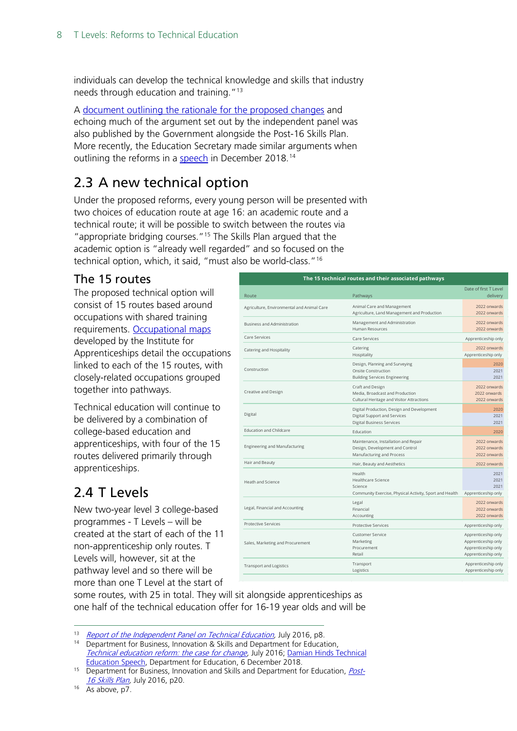individuals can develop the technical knowledge and skills that industry needs through education and training."[13]

A document outlining the rationale for the proposed changes and echoing much of the argument set out by the independent panel was also published by the Government alongside the Post-16 Skills Plan. More recently, the Education Secretary made similar arguments when outlining the reforms in a speech in December 2018.[14]

## 2.3 A new technical option

Under the proposed reforms, every young person will be presented with two choices of education route at age 16: an academic route and a technical route; it will be possible to switch between the routes via "appropriate bridging courses."[15] The Skills Plan argued that the academic option is "already well regarded" and so focused on the technical option, which, it said, "must also be world-class."[16]

### The 15 routes

The proposed technical option will consist of 15 routes based around occupations with shared training requirements. Occupational maps developed by the Institute for Apprenticeships detail the occupations linked to each of the 15 routes, with closely-related occupations grouped together into pathways.

Technical education will continue to be delivered by a combination of college-based education and apprenticeships, with four of the 15 routes delivered primarily through apprenticeships.

**The 15 technical routes and their associated pathways**

| Route | Pathways | Date of first T Level delivery |
|---|---|---|
| Agriculture, Environmental and Animal Care | Animal Care and Management | 2022 onwards |
| | Agriculture, Land Management and Production | 2022 onwards |
| Business and Administration | Management and Administration | 2022 onwards |
| | Human Resources | 2022 onwards |
| Care Services | Care Services | Apprenticeship only |
| Catering and Hospitality | Catering | 2022 onwards |
| | Hospitality | Apprenticeship only |
| Construction | Design, Planning and Surveying | 2020 |
| | Onsite Construction | 2021 |
| | Building Services Engineering | 2021 |
| Creative and Design | Craft and Design | 2022 onwards |
| | Media, Broadcast and Production | 2022 onwards |
| | Cultural Heritage and Visitor Attractions | 2022 onwards |
| Digital | Digital Production, Design and Development | 2020 |
| | Digital Support and Services | 2021 |
| | Digital Business Services | 2021 |
| Education and Childcare | Education | 2020 |
| Engineering and Manufacturing | Maintenance, Installation and Repair | 2022 onwards |
| | Design, Development and Control | 2022 onwards |
| | Manufacturing and Process | 2022 onwards |
| Hair and Beauty | Hair, Beauty and Aesthetics | 2022 onwards |
| Heath and Science | Health | 2021 |
| | Healthcare Science | 2021 |
| | Science | 2021 |
| | Community Exercise, Physical Activity, Sport and Health | Apprenticeship only |
| Legal, Financial and Accounting | Legal | 2022 onwards |
| | Financial | 2022 onwards |
| | Accounting | 2022 onwards |
| Protective Services | Protective Services | Apprenticeship only |
| Sales, Marketing and Procurement | Customer Service | Apprenticeship only |
| | Marketing | Apprenticeship only |
| | Procurement | Apprenticeship only |
| | Retail | Apprenticeship only |
| Transport and Logistics | Transport | Apprenticeship only |
| | Logistics | Apprenticeship only |

## 2.4 T Levels

New two-year level 3 college-based programmes - T Levels – will be created at the start of each of the 11 non-apprenticeship only routes. T Levels will, however, sit at the pathway level and so there will be more than one T Level at the start of some routes, with 25 in total. They will sit alongside apprenticeships as one half of the technical education offer for 16-19 year olds and will be

---

[13] *Report of the Independent Panel on Technical Education*, July 2016, p8.

[14] Department for Business, Innovation & Skills and Department for Education, *Technical education reform: the case for change*, July 2016; Damian Hinds Technical Education Speech, Department for Education, 6 December 2018.

[15] Department for Business, Innovation and Skills and Department for Education, *Post-16 Skills Plan*, July 2016, p20.

[16] As above, p7.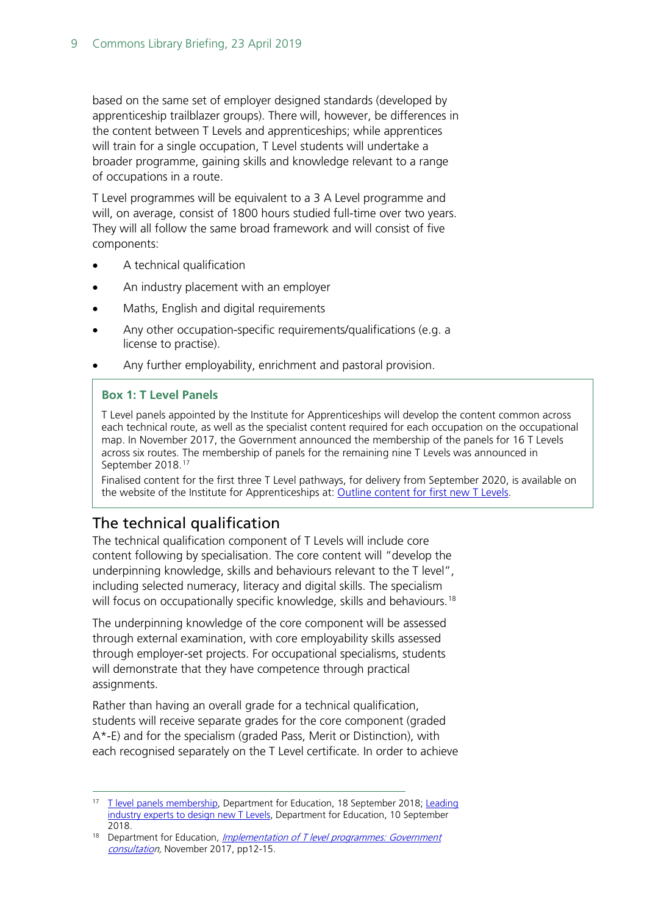based on the same set of employer designed standards (developed by apprenticeship trailblazer groups). There will, however, be differences in the content between T Levels and apprenticeships; while apprentices will train for a single occupation, T Level students will undertake a broader programme, gaining skills and knowledge relevant to a range of occupations in a route.

T Level programmes will be equivalent to a 3 A Level programme and will, on average, consist of 1800 hours studied full-time over two years. They will all follow the same broad framework and will consist of five components:

- A technical qualification
- An industry placement with an employer
- Maths, English and digital requirements
- Any other occupation-specific requirements/qualifications (e.g. a license to practise).
- Any further employability, enrichment and pastoral provision.

> **Box 1: T Level Panels**
>
> T Level panels appointed by the Institute for Apprenticeships will develop the content common across each technical route, as well as the specialist content required for each occupation on the occupational map. In November 2017, the Government announced the membership of the panels for 16 T Levels across six routes. The membership of panels for the remaining nine T Levels was announced in September 2018.[17]
>
> Finalised content for the first three T Level pathways, for delivery from September 2020, is available on the website of the Institute for Apprenticeships at: Outline content for first new T Levels.

## The technical qualification

The technical qualification component of T Levels will include core content following by specialisation. The core content will "develop the underpinning knowledge, skills and behaviours relevant to the T level", including selected numeracy, literacy and digital skills. The specialism will focus on occupationally specific knowledge, skills and behaviours.[18]

The underpinning knowledge of the core component will be assessed through external examination, with core employability skills assessed through employer-set projects. For occupational specialisms, students will demonstrate that they have competence through practical assignments.

Rather than having an overall grade for a technical qualification, students will receive separate grades for the core component (graded A*-E) and for the specialism (graded Pass, Merit or Distinction), with each recognised separately on the T Level certificate. In order to achieve

---

[17] T level panels membership, Department for Education, 18 September 2018; Leading industry experts to design new T Levels, Department for Education, 10 September 2018.

[18] Department for Education, *Implementation of T level programmes: Government consultation*, November 2017, pp12-15.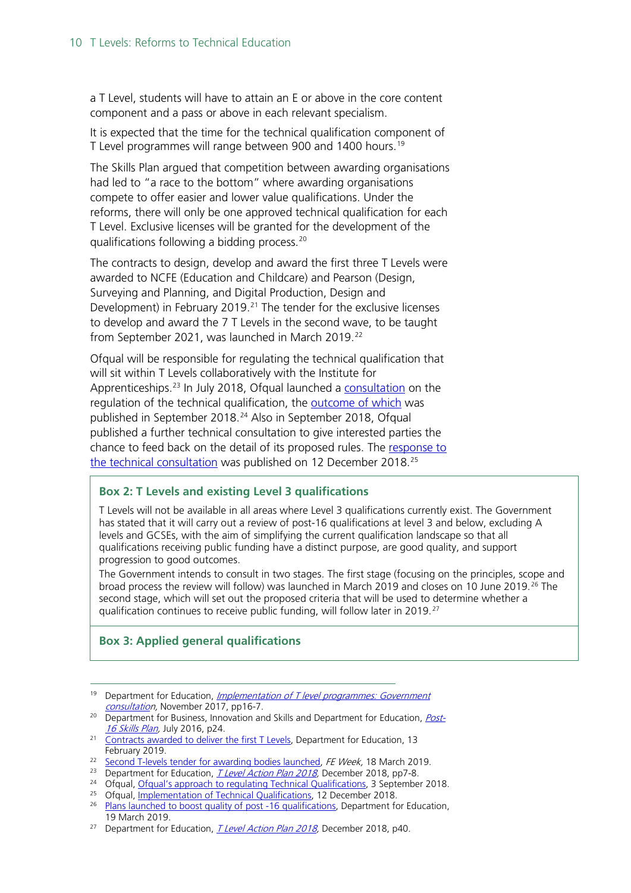a T Level, students will have to attain an E or above in the core content component and a pass or above in each relevant specialism.

It is expected that the time for the technical qualification component of T Level programmes will range between 900 and 1400 hours.[19]

The Skills Plan argued that competition between awarding organisations had led to "a race to the bottom" where awarding organisations compete to offer easier and lower value qualifications. Under the reforms, there will only be one approved technical qualification for each T Level. Exclusive licenses will be granted for the development of the qualifications following a bidding process.[20]

The contracts to design, develop and award the first three T Levels were awarded to NCFE (Education and Childcare) and Pearson (Design, Surveying and Planning, and Digital Production, Design and Development) in February 2019.[21] The tender for the exclusive licenses to develop and award the 7 T Levels in the second wave, to be taught from September 2021, was launched in March 2019.[22]

Ofqual will be responsible for regulating the technical qualification that will sit within T Levels collaboratively with the Institute for Apprenticeships.[23] In July 2018, Ofqual launched a consultation on the regulation of the technical qualification, the outcome of which was published in September 2018.[24] Also in September 2018, Ofqual published a further technical consultation to give interested parties the chance to feed back on the detail of its proposed rules. The response to the technical consultation was published on 12 December 2018.[25]

### Box 2: T Levels and existing Level 3 qualifications

T Levels will not be available in all areas where Level 3 qualifications currently exist. The Government has stated that it will carry out a review of post-16 qualifications at level 3 and below, excluding A levels and GCSEs, with the aim of simplifying the current qualification landscape so that all qualifications receiving public funding have a distinct purpose, are good quality, and support progression to good outcomes.

The Government intends to consult in two stages. The first stage (focusing on the principles, scope and broad process the review will follow) was launched in March 2019 and closes on 10 June 2019.[26] The second stage, which will set out the proposed criteria that will be used to determine whether a qualification continues to receive public funding, will follow later in 2019.[27]

### Box 3: Applied general qualifications

---

[19] Department for Education, *Implementation of T level programmes: Government consultation*, November 2017, pp16-7.

[20] Department for Business, Innovation and Skills and Department for Education, *Post-16 Skills Plan*, July 2016, p24.

[21] Contracts awarded to deliver the first T Levels, Department for Education, 13 February 2019.

[22] Second T-levels tender for awarding bodies launched, *FE Week*, 18 March 2019.

[23] Department for Education, *T Level Action Plan 2018*, December 2018, pp7-8.

[24] Ofqual, Ofqual's approach to regulating Technical Qualifications, 3 September 2018.

[25] Ofqual, Implementation of Technical Qualifications, 12 December 2018.

[26] Plans launched to boost quality of post -16 qualifications, Department for Education, 19 March 2019.

[27] Department for Education, *T Level Action Plan 2018*, December 2018, p40.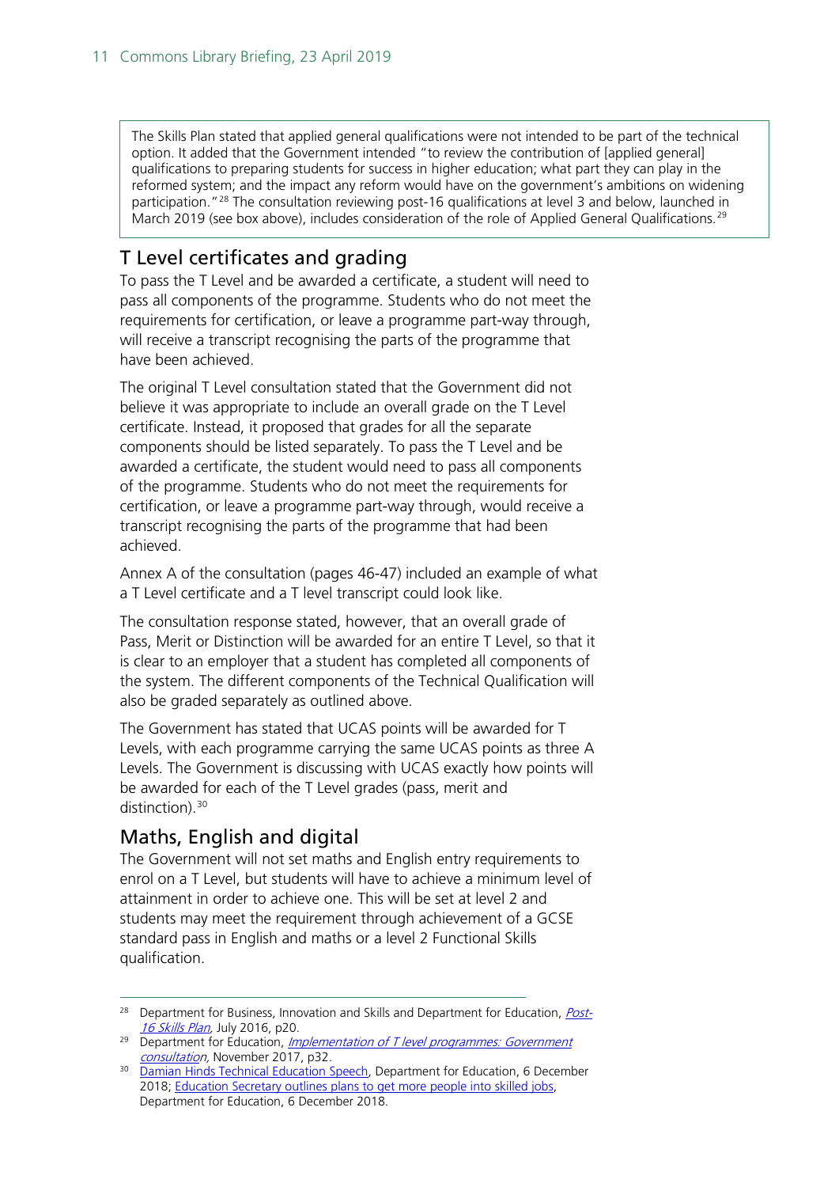> The Skills Plan stated that applied general qualifications were not intended to be part of the technical option. It added that the Government intended "to review the contribution of [applied general] qualifications to preparing students for success in higher education; what part they can play in the reformed system; and the impact any reform would have on the government's ambitions on widening participation."[28] The consultation reviewing post-16 qualifications at level 3 and below, launched in March 2019 (see box above), includes consideration of the role of Applied General Qualifications.[29]

## T Level certificates and grading

To pass the T Level and be awarded a certificate, a student will need to pass all components of the programme. Students who do not meet the requirements for certification, or leave a programme part-way through, will receive a transcript recognising the parts of the programme that have been achieved.

The original T Level consultation stated that the Government did not believe it was appropriate to include an overall grade on the T Level certificate. Instead, it proposed that grades for all the separate components should be listed separately. To pass the T Level and be awarded a certificate, the student would need to pass all components of the programme. Students who do not meet the requirements for certification, or leave a programme part-way through, would receive a transcript recognising the parts of the programme that had been achieved.

Annex A of the consultation (pages 46-47) included an example of what a T Level certificate and a T level transcript could look like.

The consultation response stated, however, that an overall grade of Pass, Merit or Distinction will be awarded for an entire T Level, so that it is clear to an employer that a student has completed all components of the system. The different components of the Technical Qualification will also be graded separately as outlined above.

The Government has stated that UCAS points will be awarded for T Levels, with each programme carrying the same UCAS points as three A Levels. The Government is discussing with UCAS exactly how points will be awarded for each of the T Level grades (pass, merit and distinction).[30]

## Maths, English and digital

The Government will not set maths and English entry requirements to enrol on a T Level, but students will have to achieve a minimum level of attainment in order to achieve one. This will be set at level 2 and students may meet the requirement through achievement of a GCSE standard pass in English and maths or a level 2 Functional Skills qualification.

---

[28] Department for Business, Innovation and Skills and Department for Education, *Post-16 Skills Plan*, July 2016, p20.

[29] Department for Education, *Implementation of T level programmes: Government consultation*, November 2017, p32.

[30] Damian Hinds Technical Education Speech, Department for Education, 6 December 2018; Education Secretary outlines plans to get more people into skilled jobs, Department for Education, 6 December 2018.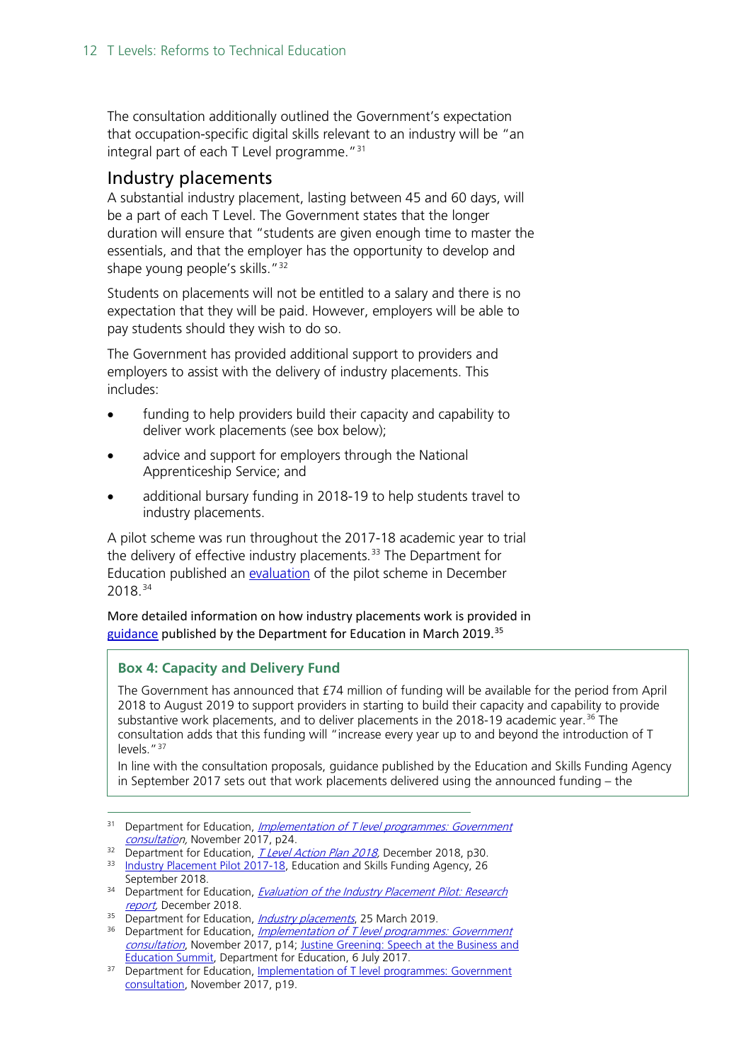The consultation additionally outlined the Government's expectation that occupation-specific digital skills relevant to an industry will be "an integral part of each T Level programme."[31]

## Industry placements

A substantial industry placement, lasting between 45 and 60 days, will be a part of each T Level. The Government states that the longer duration will ensure that "students are given enough time to master the essentials, and that the employer has the opportunity to develop and shape young people's skills."[32]

Students on placements will not be entitled to a salary and there is no expectation that they will be paid. However, employers will be able to pay students should they wish to do so.

The Government has provided additional support to providers and employers to assist with the delivery of industry placements. This includes:

- funding to help providers build their capacity and capability to deliver work placements (see box below);
- advice and support for employers through the National Apprenticeship Service; and
- additional bursary funding in 2018-19 to help students travel to industry placements.

A pilot scheme was run throughout the 2017-18 academic year to trial the delivery of effective industry placements.[33] The Department for Education published an evaluation of the pilot scheme in December 2018.[34]

More detailed information on how industry placements work is provided in guidance published by the Department for Education in March 2019.[35]

> **Box 4: Capacity and Delivery Fund**
>
> The Government has announced that £74 million of funding will be available for the period from April 2018 to August 2019 to support providers in starting to build their capacity and capability to provide substantive work placements, and to deliver placements in the 2018-19 academic year.[36] The consultation adds that this funding will "increase every year up to and beyond the introduction of T levels."[37]
>
> In line with the consultation proposals, guidance published by the Education and Skills Funding Agency in September 2017 sets out that work placements delivered using the announced funding – the

---

[31] Department for Education, *Implementation of T level programmes: Government consultation*, November 2017, p24.

[32] Department for Education, *T Level Action Plan 2018*, December 2018, p30.

[33] Industry Placement Pilot 2017-18, Education and Skills Funding Agency, 26 September 2018.

[34] Department for Education, *Evaluation of the Industry Placement Pilot: Research report*, December 2018.

[35] Department for Education, *Industry placements*, 25 March 2019.

[36] Department for Education, *Implementation of T level programmes: Government consultation*, November 2017, p14; Justine Greening: Speech at the Business and Education Summit, Department for Education, 6 July 2017.

[37] Department for Education, Implementation of T level programmes: Government consultation, November 2017, p19.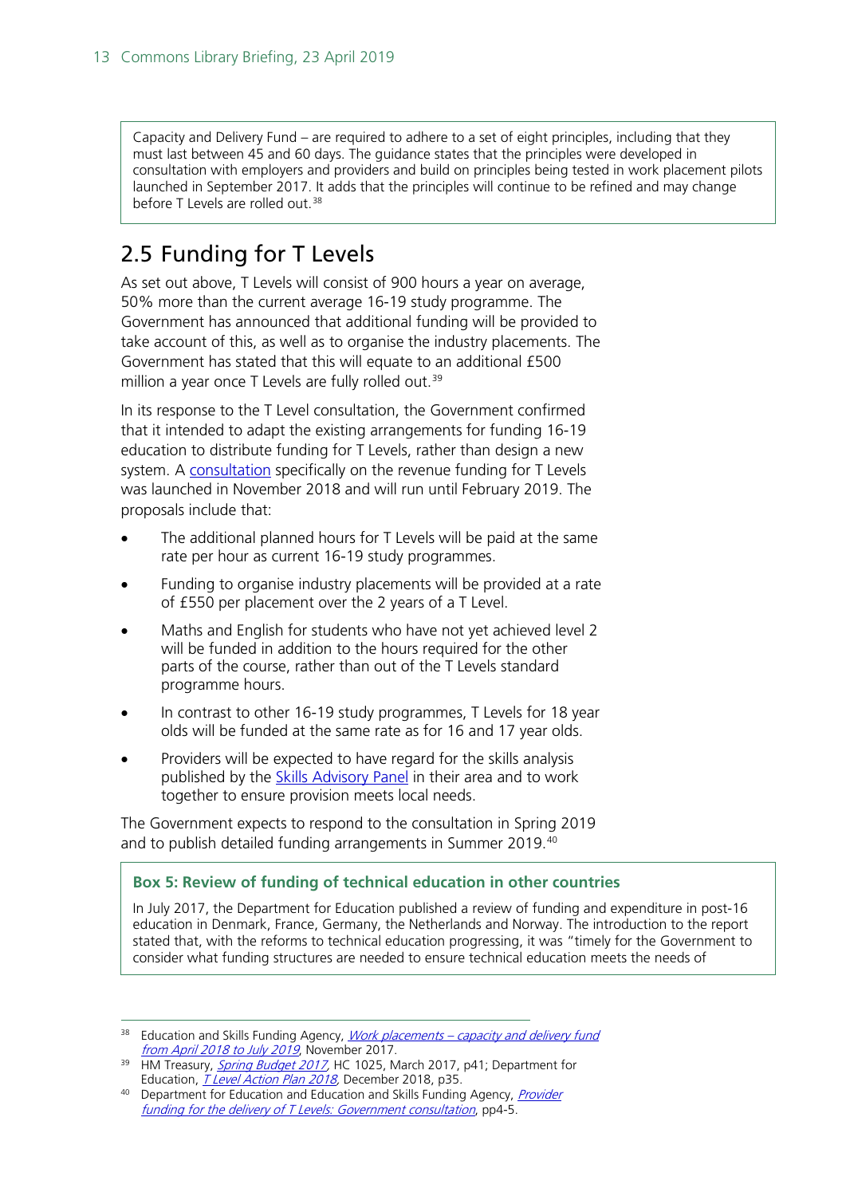Capacity and Delivery Fund – are required to adhere to a set of eight principles, including that they must last between 45 and 60 days. The guidance states that the principles were developed in consultation with employers and providers and build on principles being tested in work placement pilots launched in September 2017. It adds that the principles will continue to be refined and may change before T Levels are rolled out.[38]

## 2.5 Funding for T Levels

As set out above, T Levels will consist of 900 hours a year on average, 50% more than the current average 16-19 study programme. The Government has announced that additional funding will be provided to take account of this, as well as to organise the industry placements. The Government has stated that this will equate to an additional £500 million a year once T Levels are fully rolled out.[39]

In its response to the T Level consultation, the Government confirmed that it intended to adapt the existing arrangements for funding 16-19 education to distribute funding for T Levels, rather than design a new system. A consultation specifically on the revenue funding for T Levels was launched in November 2018 and will run until February 2019. The proposals include that:

- The additional planned hours for T Levels will be paid at the same rate per hour as current 16-19 study programmes.
- Funding to organise industry placements will be provided at a rate of £550 per placement over the 2 years of a T Level.
- Maths and English for students who have not yet achieved level 2 will be funded in addition to the hours required for the other parts of the course, rather than out of the T Levels standard programme hours.
- In contrast to other 16-19 study programmes, T Levels for 18 year olds will be funded at the same rate as for 16 and 17 year olds.
- Providers will be expected to have regard for the skills analysis published by the Skills Advisory Panel in their area and to work together to ensure provision meets local needs.

The Government expects to respond to the consultation in Spring 2019 and to publish detailed funding arrangements in Summer 2019.[40]

**Box 5: Review of funding of technical education in other countries**

In July 2017, the Department for Education published a review of funding and expenditure in post-16 education in Denmark, France, Germany, the Netherlands and Norway. The introduction to the report stated that, with the reforms to technical education progressing, it was "timely for the Government to consider what funding structures are needed to ensure technical education meets the needs of

---

[38] Education and Skills Funding Agency, *Work placements – capacity and delivery fund from April 2018 to July 2019*, November 2017.

[39] HM Treasury, *Spring Budget 2017*, HC 1025, March 2017, p41; Department for Education, *T Level Action Plan 2018*, December 2018, p35.

[40] Department for Education and Education and Skills Funding Agency, *Provider funding for the delivery of T Levels: Government consultation*, pp4-5.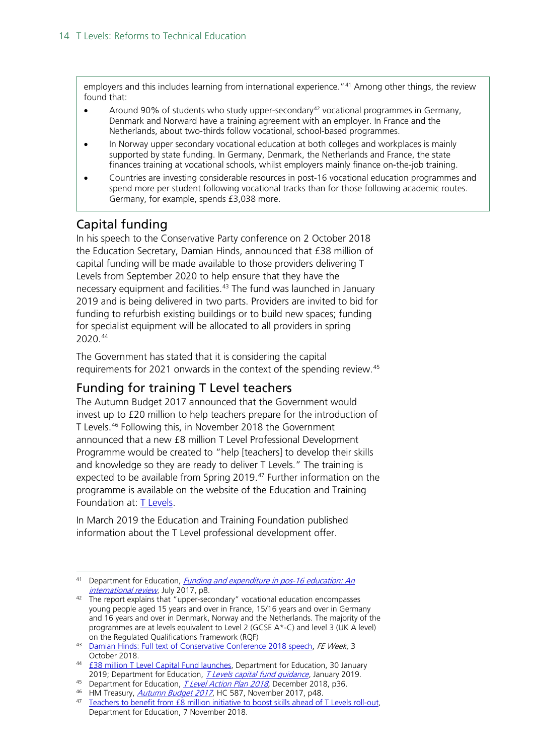employers and this includes learning from international experience."[41] Among other things, the review found that:

- Around 90% of students who study upper-secondary[42] vocational programmes in Germany, Denmark and Norward have a training agreement with an employer. In France and the Netherlands, about two-thirds follow vocational, school-based programmes.
- In Norway upper secondary vocational education at both colleges and workplaces is mainly supported by state funding. In Germany, Denmark, the Netherlands and France, the state finances training at vocational schools, whilst employers mainly finance on-the-job training.
- Countries are investing considerable resources in post-16 vocational education programmes and spend more per student following vocational tracks than for those following academic routes. Germany, for example, spends £3,038 more.

## Capital funding

In his speech to the Conservative Party conference on 2 October 2018 the Education Secretary, Damian Hinds, announced that £38 million of capital funding will be made available to those providers delivering T Levels from September 2020 to help ensure that they have the necessary equipment and facilities.[43] The fund was launched in January 2019 and is being delivered in two parts. Providers are invited to bid for funding to refurbish existing buildings or to build new spaces; funding for specialist equipment will be allocated to all providers in spring 2020.[44]

The Government has stated that it is considering the capital requirements for 2021 onwards in the context of the spending review.[45]

## Funding for training T Level teachers

The Autumn Budget 2017 announced that the Government would invest up to £20 million to help teachers prepare for the introduction of T Levels.[46] Following this, in November 2018 the Government announced that a new £8 million T Level Professional Development Programme would be created to "help [teachers] to develop their skills and knowledge so they are ready to deliver T Levels." The training is expected to be available from Spring 2019.[47] Further information on the programme is available on the website of the Education and Training Foundation at: T Levels.

In March 2019 the Education and Training Foundation published information about the T Level professional development offer.

---

[41] Department for Education, *Funding and expenditure in pos-16 education: An international review*, July 2017, p8.

[42] The report explains that "upper-secondary" vocational education encompasses young people aged 15 years and over in France, 15/16 years and over in Germany and 16 years and over in Denmark, Norway and the Netherlands. The majority of the programmes are at levels equivalent to Level 2 (GCSE A*-C) and level 3 (UK A level) on the Regulated Qualifications Framework (RQF)

[43] Damian Hinds: Full text of Conservative Conference 2018 speech, *FE Week,* 3 October 2018.

[44] £38 million T Level Capital Fund launches, Department for Education, 30 January 2019; Department for Education, *T Levels capital fund guidance*, January 2019.

[45] Department for Education, *T Level Action Plan 2018*, December 2018, p36.

[46] HM Treasury, *Autumn Budget 2017*, HC 587, November 2017, p48.

[47] Teachers to benefit from £8 million initiative to boost skills ahead of T Levels roll-out, Department for Education, 7 November 2018.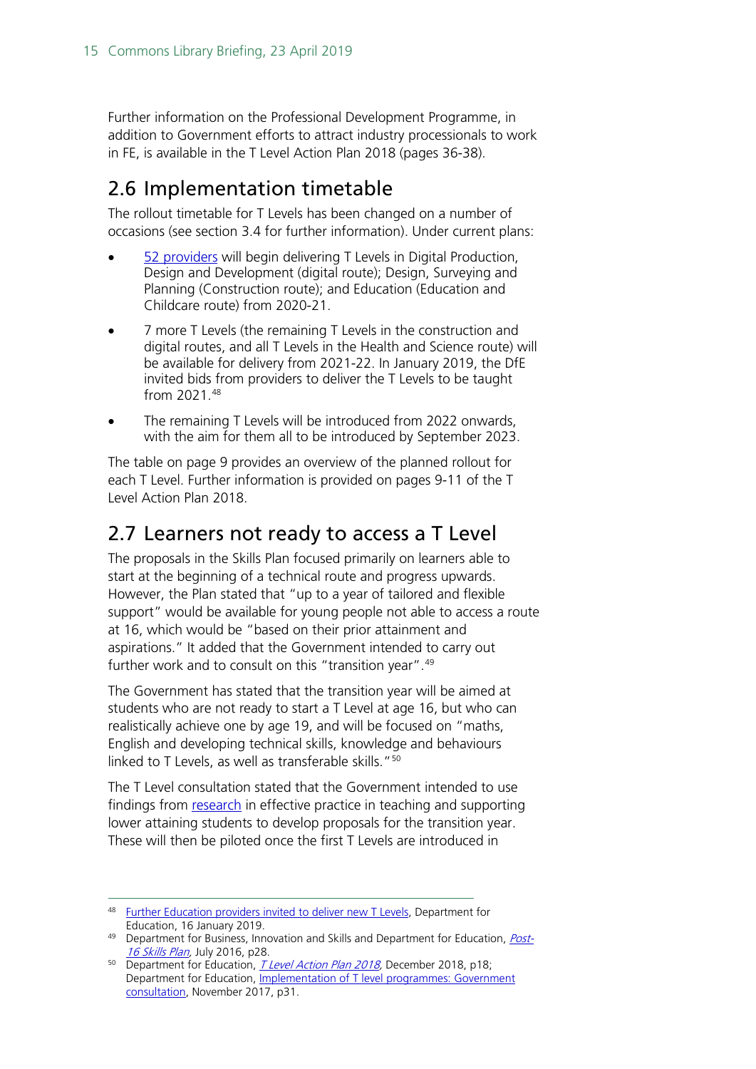Further information on the Professional Development Programme, in addition to Government efforts to attract industry processionals to work in FE, is available in the T Level Action Plan 2018 (pages 36-38).

## 2.6 Implementation timetable

The rollout timetable for T Levels has been changed on a number of occasions (see section 3.4 for further information). Under current plans:

- 52 providers will begin delivering T Levels in Digital Production, Design and Development (digital route); Design, Surveying and Planning (Construction route); and Education (Education and Childcare route) from 2020-21.
- 7 more T Levels (the remaining T Levels in the construction and digital routes, and all T Levels in the Health and Science route) will be available for delivery from 2021-22. In January 2019, the DfE invited bids from providers to deliver the T Levels to be taught from 2021.[48]
- The remaining T Levels will be introduced from 2022 onwards, with the aim for them all to be introduced by September 2023.

The table on page 9 provides an overview of the planned rollout for each T Level. Further information is provided on pages 9-11 of the T Level Action Plan 2018.

## 2.7 Learners not ready to access a T Level

The proposals in the Skills Plan focused primarily on learners able to start at the beginning of a technical route and progress upwards. However, the Plan stated that "up to a year of tailored and flexible support" would be available for young people not able to access a route at 16, which would be "based on their prior attainment and aspirations." It added that the Government intended to carry out further work and to consult on this "transition year".[49]

The Government has stated that the transition year will be aimed at students who are not ready to start a T Level at age 16, but who can realistically achieve one by age 19, and will be focused on "maths, English and developing technical skills, knowledge and behaviours linked to T Levels, as well as transferable skills."[50]

The T Level consultation stated that the Government intended to use findings from research in effective practice in teaching and supporting lower attaining students to develop proposals for the transition year. These will then be piloted once the first T Levels are introduced in

---

[48] Further Education providers invited to deliver new T Levels, Department for Education, 16 January 2019.

[49] Department for Business, Innovation and Skills and Department for Education, *Post-16 Skills Plan*, July 2016, p28.

[50] Department for Education, *T Level Action Plan 2018*, December 2018, p18; Department for Education, Implementation of T level programmes: Government consultation, November 2017, p31.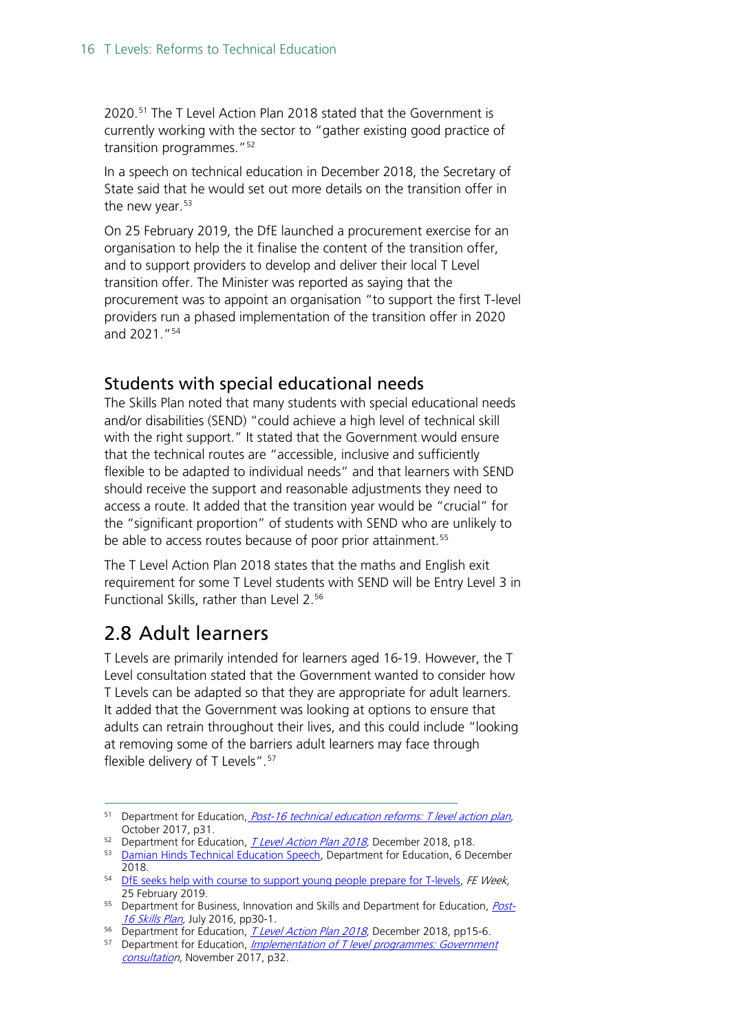2020.[51] The T Level Action Plan 2018 stated that the Government is currently working with the sector to "gather existing good practice of transition programmes."[52]

In a speech on technical education in December 2018, the Secretary of State said that he would set out more details on the transition offer in the new year.[53]

On 25 February 2019, the DfE launched a procurement exercise for an organisation to help the it finalise the content of the transition offer, and to support providers to develop and deliver their local T Level transition offer. The Minister was reported as saying that the procurement was to appoint an organisation "to support the first T-level providers run a phased implementation of the transition offer in 2020 and 2021."[54]

### Students with special educational needs

The Skills Plan noted that many students with special educational needs and/or disabilities (SEND) "could achieve a high level of technical skill with the right support." It stated that the Government would ensure that the technical routes are "accessible, inclusive and sufficiently flexible to be adapted to individual needs" and that learners with SEND should receive the support and reasonable adjustments they need to access a route. It added that the transition year would be "crucial" for the "significant proportion" of students with SEND who are unlikely to be able to access routes because of poor prior attainment.[55]

The T Level Action Plan 2018 states that the maths and English exit requirement for some T Level students with SEND will be Entry Level 3 in Functional Skills, rather than Level 2.[56]

## 2.8 Adult learners

T Levels are primarily intended for learners aged 16-19. However, the T Level consultation stated that the Government wanted to consider how T Levels can be adapted so that they are appropriate for adult learners. It added that the Government was looking at options to ensure that adults can retrain throughout their lives, and this could include "looking at removing some of the barriers adult learners may face through flexible delivery of T Levels".[57]

---

[51] Department for Education, *Post-16 technical education reforms: T level action plan*, October 2017, p31.

[52] Department for Education, *T Level Action Plan 2018*, December 2018, p18.

[53] Damian Hinds Technical Education Speech, Department for Education, 6 December 2018.

[54] DfE seeks help with course to support young people prepare for T-levels, *FE Week*, 25 February 2019.

[55] Department for Business, Innovation and Skills and Department for Education, *Post-16 Skills Plan*, July 2016, pp30-1.

[56] Department for Education, *T Level Action Plan 2018*, December 2018, pp15-6.

[57] Department for Education, *Implementation of T level programmes: Government consultation*, November 2017, p32.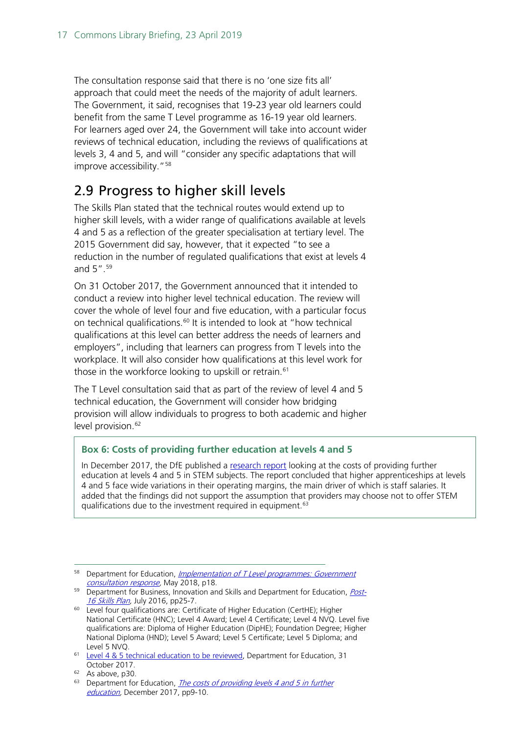The consultation response said that there is no 'one size fits all' approach that could meet the needs of the majority of adult learners. The Government, it said, recognises that 19-23 year old learners could benefit from the same T Level programme as 16-19 year old learners. For learners aged over 24, the Government will take into account wider reviews of technical education, including the reviews of qualifications at levels 3, 4 and 5, and will "consider any specific adaptations that will improve accessibility."[58]

## 2.9 Progress to higher skill levels

The Skills Plan stated that the technical routes would extend up to higher skill levels, with a wider range of qualifications available at levels 4 and 5 as a reflection of the greater specialisation at tertiary level. The 2015 Government did say, however, that it expected "to see a reduction in the number of regulated qualifications that exist at levels 4 and 5".[59]

On 31 October 2017, the Government announced that it intended to conduct a review into higher level technical education. The review will cover the whole of level four and five education, with a particular focus on technical qualifications.[60] It is intended to look at "how technical qualifications at this level can better address the needs of learners and employers", including that learners can progress from T levels into the workplace. It will also consider how qualifications at this level work for those in the workforce looking to upskill or retrain.[61]

The T Level consultation said that as part of the review of level 4 and 5 technical education, the Government will consider how bridging provision will allow individuals to progress to both academic and higher level provision.[62]

> **Box 6: Costs of providing further education at levels 4 and 5**
>
> In December 2017, the DfE published a research report looking at the costs of providing further education at levels 4 and 5 in STEM subjects. The report concluded that higher apprenticeships at levels 4 and 5 face wide variations in their operating margins, the main driver of which is staff salaries. It added that the findings did not support the assumption that providers may choose not to offer STEM qualifications due to the investment required in equipment.[63]

---

[58] Department for Education, *Implementation of T Level programmes: Government consultation response*, May 2018, p18.

[59] Department for Business, Innovation and Skills and Department for Education, *Post-16 Skills Plan*, July 2016, pp25-7.

[60] Level four qualifications are: Certificate of Higher Education (CertHE); Higher National Certificate (HNC); Level 4 Award; Level 4 Certificate; Level 4 NVQ. Level five qualifications are: Diploma of Higher Education (DipHE); Foundation Degree; Higher National Diploma (HND); Level 5 Award; Level 5 Certificate; Level 5 Diploma; and Level 5 NVQ.

[61] Level 4 & 5 technical education to be reviewed, Department for Education, 31 October 2017.

[62] As above, p30.

[63] Department for Education, *The costs of providing levels 4 and 5 in further education*, December 2017, pp9-10.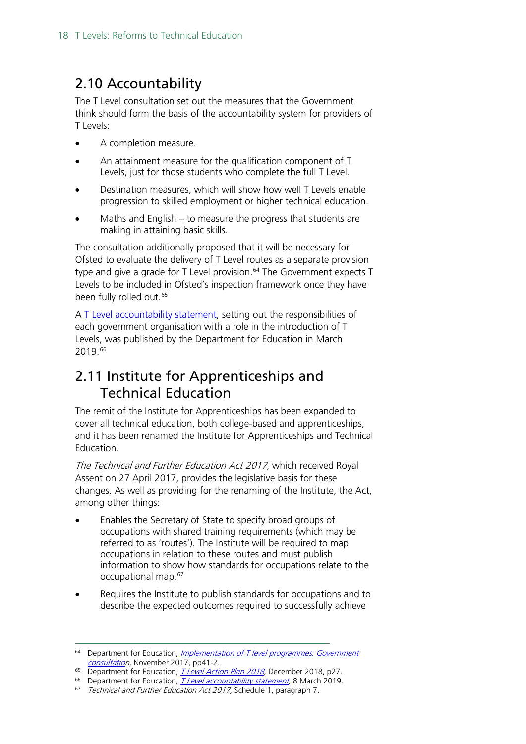## 2.10 Accountability

The T Level consultation set out the measures that the Government think should form the basis of the accountability system for providers of T Levels:

- A completion measure.
- An attainment measure for the qualification component of T Levels, just for those students who complete the full T Level.
- Destination measures, which will show how well T Levels enable progression to skilled employment or higher technical education.
- Maths and English – to measure the progress that students are making in attaining basic skills.

The consultation additionally proposed that it will be necessary for Ofsted to evaluate the delivery of T Level routes as a separate provision type and give a grade for T Level provision.[64] The Government expects T Levels to be included in Ofsted's inspection framework once they have been fully rolled out.[65]

A T Level accountability statement, setting out the responsibilities of each government organisation with a role in the introduction of T Levels, was published by the Department for Education in March 2019.[66]

## 2.11 Institute for Apprenticeships and Technical Education

The remit of the Institute for Apprenticeships has been expanded to cover all technical education, both college-based and apprenticeships, and it has been renamed the Institute for Apprenticeships and Technical Education.

*The Technical and Further Education Act 2017*, which received Royal Assent on 27 April 2017, provides the legislative basis for these changes. As well as providing for the renaming of the Institute, the Act, among other things:

- Enables the Secretary of State to specify broad groups of occupations with shared training requirements (which may be referred to as 'routes'). The Institute will be required to map occupations in relation to these routes and must publish information to show how standards for occupations relate to the occupational map.[67]
- Requires the Institute to publish standards for occupations and to describe the expected outcomes required to successfully achieve

---

[64] Department for Education, *Implementation of T level programmes: Government consultation*, November 2017, pp41-2.
[65] Department for Education, *T Level Action Plan 2018*, December 2018, p27.
[66] Department for Education, *T Level accountability statement*, 8 March 2019.
[67] *Technical and Further Education Act 2017*, Schedule 1, paragraph 7.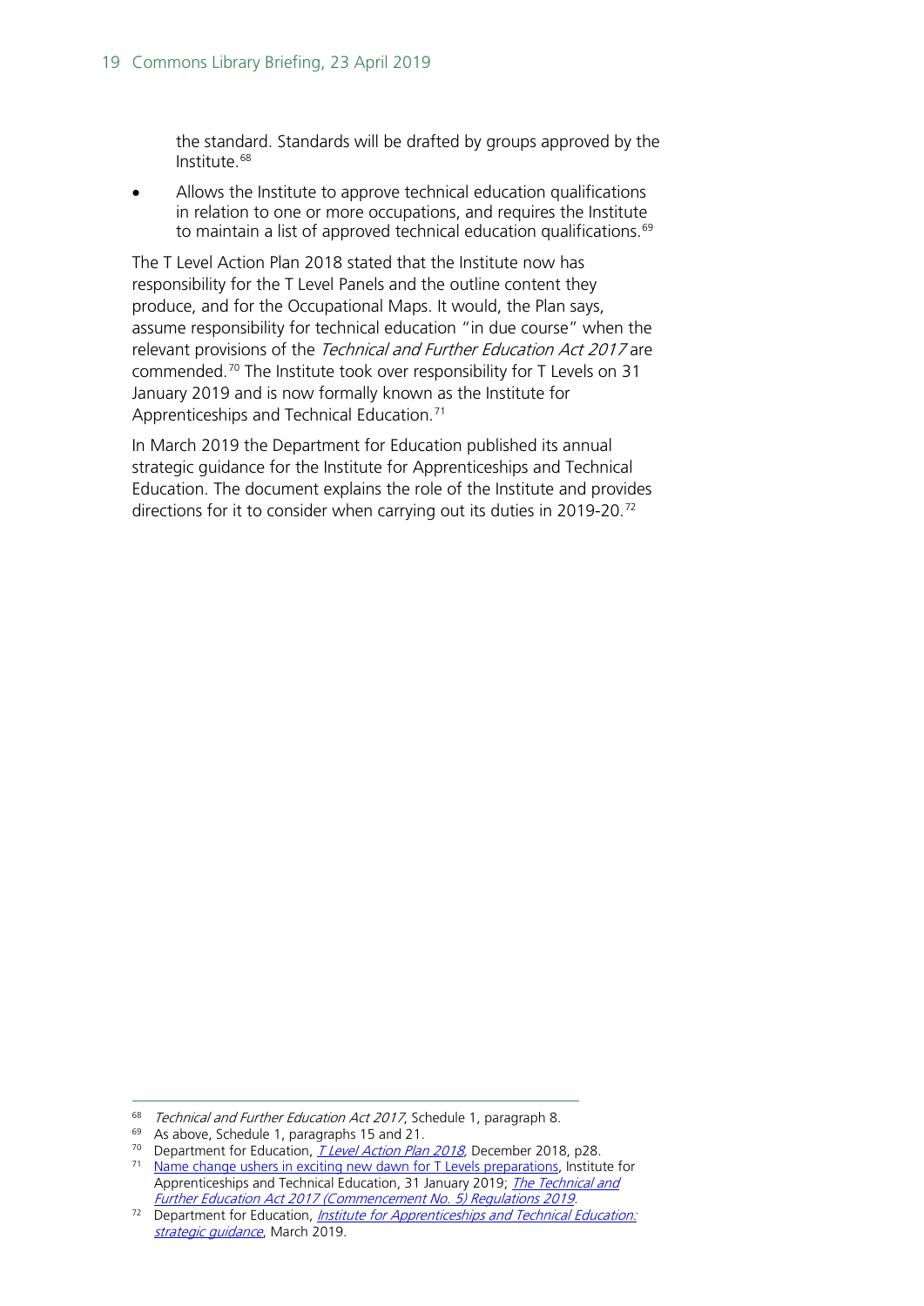the standard. Standards will be drafted by groups approved by the Institute.[68]

- Allows the Institute to approve technical education qualifications in relation to one or more occupations, and requires the Institute to maintain a list of approved technical education qualifications.[69]

The T Level Action Plan 2018 stated that the Institute now has responsibility for the T Level Panels and the outline content they produce, and for the Occupational Maps. It would, the Plan says, assume responsibility for technical education "in due course" when the relevant provisions of the *Technical and Further Education Act 2017* are commended.[70] The Institute took over responsibility for T Levels on 31 January 2019 and is now formally known as the Institute for Apprenticeships and Technical Education.[71]

In March 2019 the Department for Education published its annual strategic guidance for the Institute for Apprenticeships and Technical Education. The document explains the role of the Institute and provides directions for it to consider when carrying out its duties in 2019-20.[72]

---

[68] *Technical and Further Education Act 2017*, Schedule 1, paragraph 8.

[69] As above, Schedule 1, paragraphs 15 and 21.

[70] Department for Education, *T Level Action Plan 2018*, December 2018, p28.

[71] Name change ushers in exciting new dawn for T Levels preparations, Institute for Apprenticeships and Technical Education, 31 January 2019; *The Technical and Further Education Act 2017 (Commencement No. 5) Regulations 2019*.

[72] Department for Education, *Institute for Apprenticeships and Technical Education: strategic guidance*, March 2019.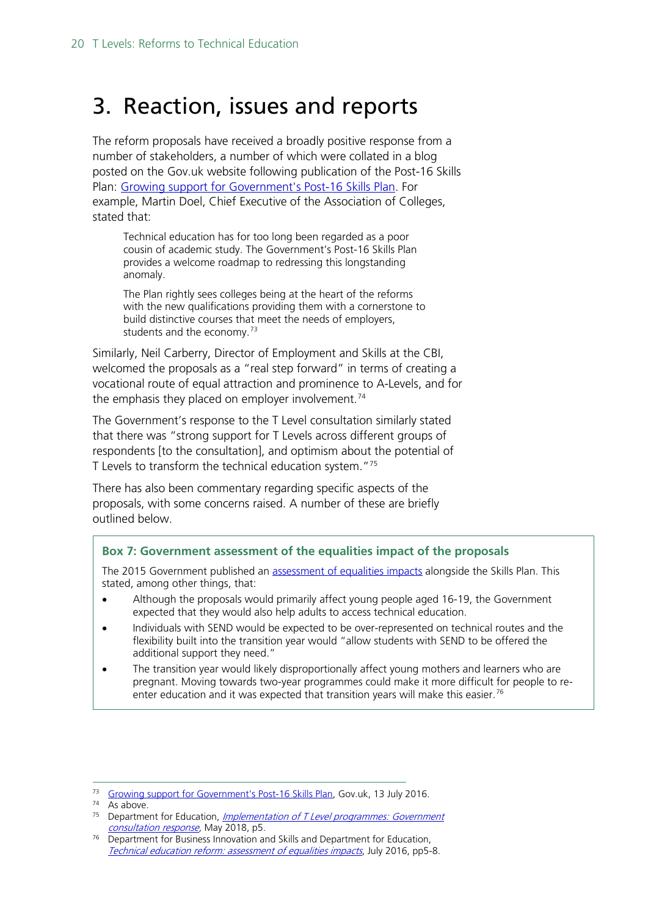# 3. Reaction, issues and reports

The reform proposals have received a broadly positive response from a number of stakeholders, a number of which were collated in a blog posted on the Gov.uk website following publication of the Post-16 Skills Plan: [Growing support for Government's Post-16 Skills Plan](). For example, Martin Doel, Chief Executive of the Association of Colleges, stated that:

> Technical education has for too long been regarded as a poor cousin of academic study. The Government's Post-16 Skills Plan provides a welcome roadmap to redressing this longstanding anomaly.
>
> The Plan rightly sees colleges being at the heart of the reforms with the new qualifications providing them with a cornerstone to build distinctive courses that meet the needs of employers, students and the economy.[73]

Similarly, Neil Carberry, Director of Employment and Skills at the CBI, welcomed the proposals as a "real step forward" in terms of creating a vocational route of equal attraction and prominence to A-Levels, and for the emphasis they placed on employer involvement.[74]

The Government's response to the T Level consultation similarly stated that there was "strong support for T Levels across different groups of respondents [to the consultation], and optimism about the potential of T Levels to transform the technical education system."[75]

There has also been commentary regarding specific aspects of the proposals, with some concerns raised. A number of these are briefly outlined below.

> **Box 7: Government assessment of the equalities impact of the proposals**
>
> The 2015 Government published an assessment of equalities impacts alongside the Skills Plan. This stated, among other things, that:
>
> - Although the proposals would primarily affect young people aged 16-19, the Government expected that they would also help adults to access technical education.
> - Individuals with SEND would be expected to be over-represented on technical routes and the flexibility built into the transition year would "allow students with SEND to be offered the additional support they need."
> - The transition year would likely disproportionally affect young mothers and learners who are pregnant. Moving towards two-year programmes could make it more difficult for people to re-enter education and it was expected that transition years will make this easier.[76]

---

73 Growing support for Government's Post-16 Skills Plan, Gov.uk, 13 July 2016.

74 As above.

75 Department for Education, *Implementation of T Level programmes: Government consultation response*, May 2018, p5.

76 Department for Business Innovation and Skills and Department for Education, *Technical education reform: assessment of equalities impacts*, July 2016, pp5-8.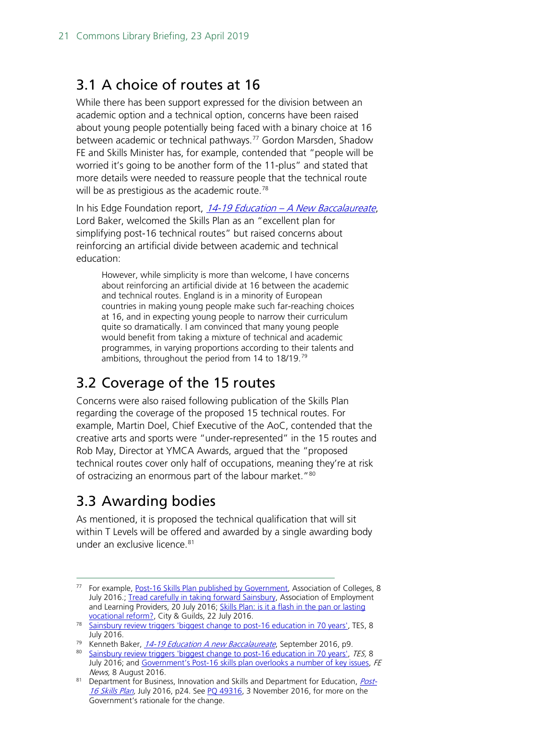## 3.1 A choice of routes at 16

While there has been support expressed for the division between an academic option and a technical option, concerns have been raised about young people potentially being faced with a binary choice at 16 between academic or technical pathways.[77] Gordon Marsden, Shadow FE and Skills Minister has, for example, contended that "people will be worried it's going to be another form of the 11-plus" and stated that more details were needed to reassure people that the technical route will be as prestigious as the academic route.[78]

In his Edge Foundation report, *14-19 Education – A New Baccalaureate*, Lord Baker, welcomed the Skills Plan as an "excellent plan for simplifying post-16 technical routes" but raised concerns about reinforcing an artificial divide between academic and technical education:

> However, while simplicity is more than welcome, I have concerns about reinforcing an artificial divide at 16 between the academic and technical routes. England is in a minority of European countries in making young people make such far-reaching choices at 16, and in expecting young people to narrow their curriculum quite so dramatically. I am convinced that many young people would benefit from taking a mixture of technical and academic programmes, in varying proportions according to their talents and ambitions, throughout the period from 14 to 18/19.[79]

## 3.2 Coverage of the 15 routes

Concerns were also raised following publication of the Skills Plan regarding the coverage of the proposed 15 technical routes. For example, Martin Doel, Chief Executive of the AoC, contended that the creative arts and sports were "under-represented" in the 15 routes and Rob May, Director at YMCA Awards, argued that the "proposed technical routes cover only half of occupations, meaning they're at risk of ostracizing an enormous part of the labour market."[80]

## 3.3 Awarding bodies

As mentioned, it is proposed the technical qualification that will sit within T Levels will be offered and awarded by a single awarding body under an exclusive licence.[81]

---

[77] For example, Post-16 Skills Plan published by Government, Association of Colleges, 8 July 2016.; Tread carefully in taking forward Sainsbury, Association of Employment and Learning Providers, 20 July 2016; Skills Plan: is it a flash in the pan or lasting vocational reform?, City & Guilds, 22 July 2016.

[78] Sainsbury review triggers 'biggest change to post-16 education in 70 years', TES, 8 July 2016.

[79] Kenneth Baker, *14-19 Education A new Baccalaureate*, September 2016, p9.

[80] Sainsbury review triggers 'biggest change to post-16 education in 70 years', *TES*, 8 July 2016; and Government's Post-16 skills plan overlooks a number of key issues, *FE News*, 8 August 2016.

[81] Department for Business, Innovation and Skills and Department for Education, *Post-16 Skills Plan*, July 2016, p24. See PQ 49316, 3 November 2016, for more on the Government's rationale for the change.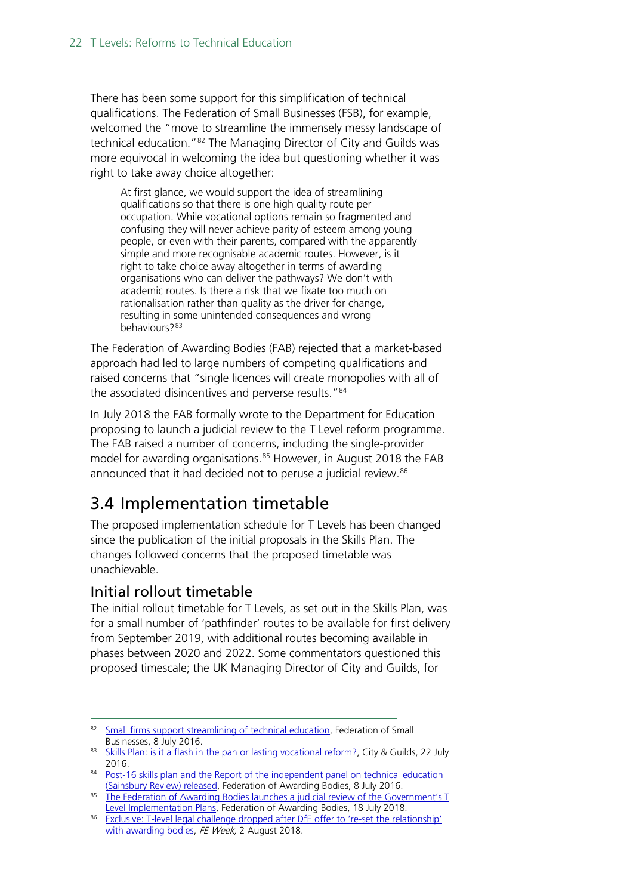There has been some support for this simplification of technical qualifications. The Federation of Small Businesses (FSB), for example, welcomed the "move to streamline the immensely messy landscape of technical education."[82] The Managing Director of City and Guilds was more equivocal in welcoming the idea but questioning whether it was right to take away choice altogether:

> At first glance, we would support the idea of streamlining qualifications so that there is one high quality route per occupation. While vocational options remain so fragmented and confusing they will never achieve parity of esteem among young people, or even with their parents, compared with the apparently simple and more recognisable academic routes. However, is it right to take choice away altogether in terms of awarding organisations who can deliver the pathways? We don't with academic routes. Is there a risk that we fixate too much on rationalisation rather than quality as the driver for change, resulting in some unintended consequences and wrong behaviours?[83]

The Federation of Awarding Bodies (FAB) rejected that a market-based approach had led to large numbers of competing qualifications and raised concerns that "single licences will create monopolies with all of the associated disincentives and perverse results."[84]

In July 2018 the FAB formally wrote to the Department for Education proposing to launch a judicial review to the T Level reform programme. The FAB raised a number of concerns, including the single-provider model for awarding organisations.[85] However, in August 2018 the FAB announced that it had decided not to peruse a judicial review.[86]

## 3.4 Implementation timetable

The proposed implementation schedule for T Levels has been changed since the publication of the initial proposals in the Skills Plan. The changes followed concerns that the proposed timetable was unachievable.

### Initial rollout timetable

The initial rollout timetable for T Levels, as set out in the Skills Plan, was for a small number of 'pathfinder' routes to be available for first delivery from September 2019, with additional routes becoming available in phases between 2020 and 2022. Some commentators questioned this proposed timescale; the UK Managing Director of City and Guilds, for

---

[82] Small firms support streamlining of technical education, Federation of Small Businesses, 8 July 2016.

[83] Skills Plan: is it a flash in the pan or lasting vocational reform?, City & Guilds, 22 July 2016.

[84] Post-16 skills plan and the Report of the independent panel on technical education (Sainsbury Review) released, Federation of Awarding Bodies, 8 July 2016.

[85] The Federation of Awarding Bodies launches a judicial review of the Government's T Level Implementation Plans, Federation of Awarding Bodies, 18 July 2018.

[86] Exclusive: T-level legal challenge dropped after DfE offer to 're-set the relationship' with awarding bodies, *FE Week*, 2 August 2018.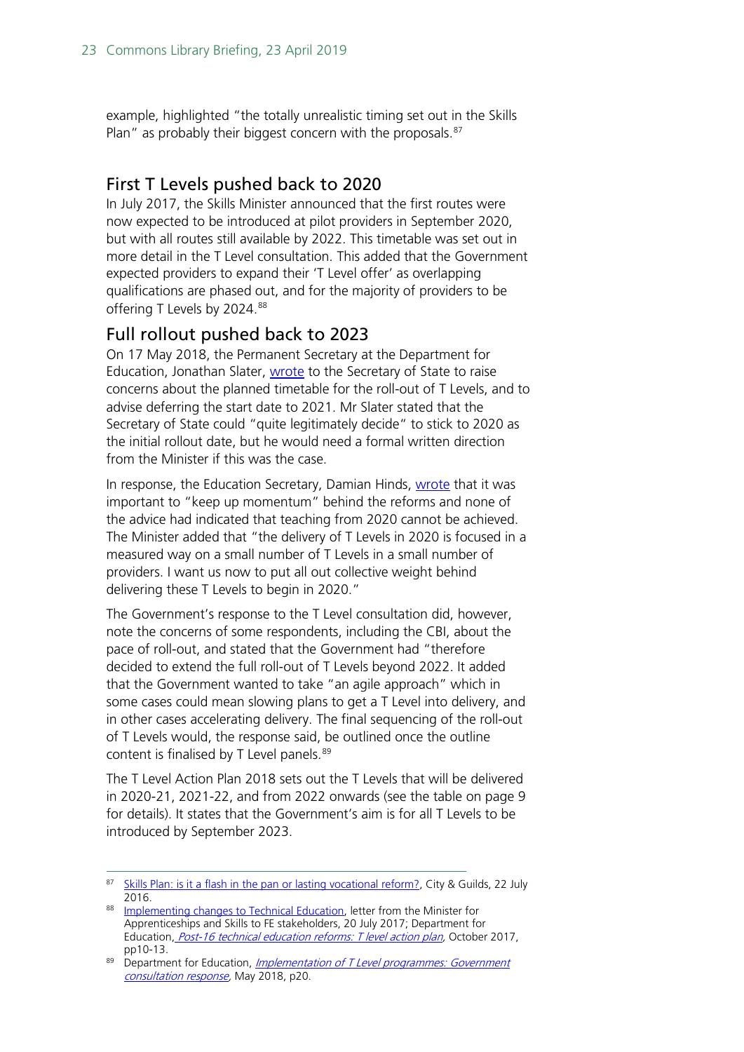example, highlighted "the totally unrealistic timing set out in the Skills Plan" as probably their biggest concern with the proposals.[87]

## First T Levels pushed back to 2020

In July 2017, the Skills Minister announced that the first routes were now expected to be introduced at pilot providers in September 2020, but with all routes still available by 2022. This timetable was set out in more detail in the T Level consultation. This added that the Government expected providers to expand their 'T Level offer' as overlapping qualifications are phased out, and for the majority of providers to be offering T Levels by 2024.[88]

## Full rollout pushed back to 2023

On 17 May 2018, the Permanent Secretary at the Department for Education, Jonathan Slater, wrote to the Secretary of State to raise concerns about the planned timetable for the roll-out of T Levels, and to advise deferring the start date to 2021. Mr Slater stated that the Secretary of State could "quite legitimately decide" to stick to 2020 as the initial rollout date, but he would need a formal written direction from the Minister if this was the case.

In response, the Education Secretary, Damian Hinds, wrote that it was important to "keep up momentum" behind the reforms and none of the advice had indicated that teaching from 2020 cannot be achieved. The Minister added that "the delivery of T Levels in 2020 is focused in a measured way on a small number of T Levels in a small number of providers. I want us now to put all out collective weight behind delivering these T Levels to begin in 2020."

The Government's response to the T Level consultation did, however, note the concerns of some respondents, including the CBI, about the pace of roll-out, and stated that the Government had "therefore decided to extend the full roll-out of T Levels beyond 2022. It added that the Government wanted to take "an agile approach" which in some cases could mean slowing plans to get a T Level into delivery, and in other cases accelerating delivery. The final sequencing of the roll-out of T Levels would, the response said, be outlined once the outline content is finalised by T Level panels.[89]

The T Level Action Plan 2018 sets out the T Levels that will be delivered in 2020-21, 2021-22, and from 2022 onwards (see the table on page 9 for details). It states that the Government's aim is for all T Levels to be introduced by September 2023.

---

[87] Skills Plan: is it a flash in the pan or lasting vocational reform?, City & Guilds, 22 July 2016.

[88] Implementing changes to Technical Education, letter from the Minister for Apprenticeships and Skills to FE stakeholders, 20 July 2017; Department for Education, *Post-16 technical education reforms: T level action plan*, October 2017, pp10-13.

[89] Department for Education, *Implementation of T Level programmes: Government consultation response*, May 2018, p20.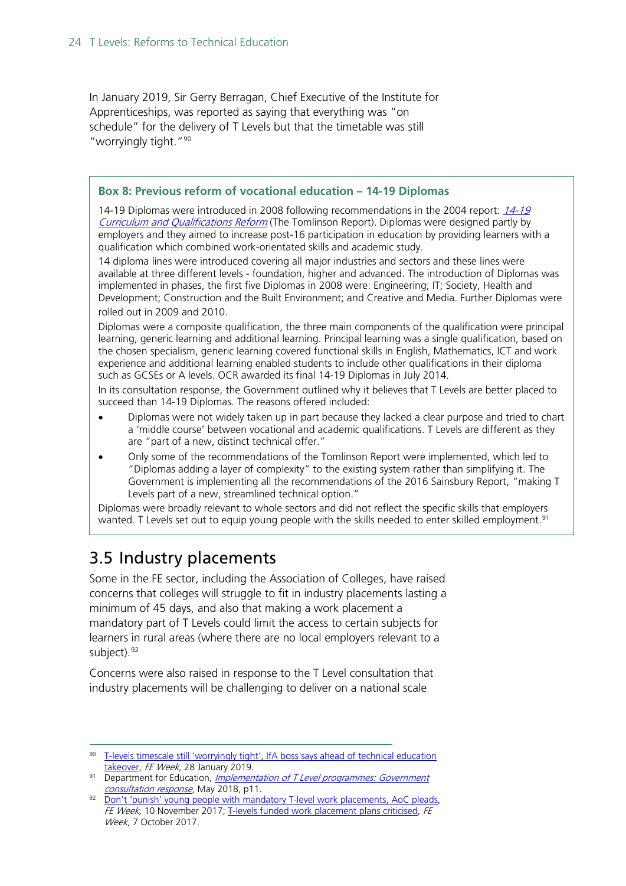In January 2019, Sir Gerry Berragan, Chief Executive of the Institute for Apprenticeships, was reported as saying that everything was "on schedule" for the delivery of T Levels but that the timetable was still "worryingly tight."[90]

> **Box 8: Previous reform of vocational education – 14-19 Diplomas**
>
> 14-19 Diplomas were introduced in 2008 following recommendations in the 2004 report: *14-19 Curriculum and Qualifications Reform* (The Tomlinson Report). Diplomas were designed partly by employers and they aimed to increase post-16 participation in education by providing learners with a qualification which combined work-orientated skills and academic study.
>
> 14 diploma lines were introduced covering all major industries and sectors and these lines were available at three different levels - foundation, higher and advanced. The introduction of Diplomas was implemented in phases, the first five Diplomas in 2008 were: Engineering; IT; Society, Health and Development; Construction and the Built Environment; and Creative and Media. Further Diplomas were rolled out in 2009 and 2010.
>
> Diplomas were a composite qualification, the three main components of the qualification were principal learning, generic learning and additional learning. Principal learning was a single qualification, based on the chosen specialism, generic learning covered functional skills in English, Mathematics, ICT and work experience and additional learning enabled students to include other qualifications in their diploma such as GCSEs or A levels. OCR awarded its final 14-19 Diplomas in July 2014.
>
> In its consultation response, the Government outlined why it believes that T Levels are better placed to succeed than 14-19 Diplomas. The reasons offered included:
>
> - Diplomas were not widely taken up in part because they lacked a clear purpose and tried to chart a 'middle course' between vocational and academic qualifications. T Levels are different as they are "part of a new, distinct technical offer."
> - Only some of the recommendations of the Tomlinson Report were implemented, which led to "Diplomas adding a layer of complexity" to the existing system rather than simplifying it. The Government is implementing all the recommendations of the 2016 Sainsbury Report, "making T Levels part of a new, streamlined technical option."
>
> Diplomas were broadly relevant to whole sectors and did not reflect the specific skills that employers wanted. T Levels set out to equip young people with the skills needed to enter skilled employment.[91]

## 3.5 Industry placements

Some in the FE sector, including the Association of Colleges, have raised concerns that colleges will struggle to fit in industry placements lasting a minimum of 45 days, and also that making a work placement a mandatory part of T Levels could limit the access to certain subjects for learners in rural areas (where there are no local employers relevant to a subject).[92]

Concerns were also raised in response to the T Level consultation that industry placements will be challenging to deliver on a national scale

---

[90] T-levels timescale still 'worryingly tight', IfA boss says ahead of technical education takeover, *FE Week*, 28 January 2019.

[91] Department for Education, *Implementation of T Level programmes: Government consultation response*, May 2018, p11.

[92] Don't 'punish' young people with mandatory T-level work placements, AoC pleads, *FE Week*, 10 November 2017; T-levels funded work placement plans criticised, *FE Week*, 7 October 2017.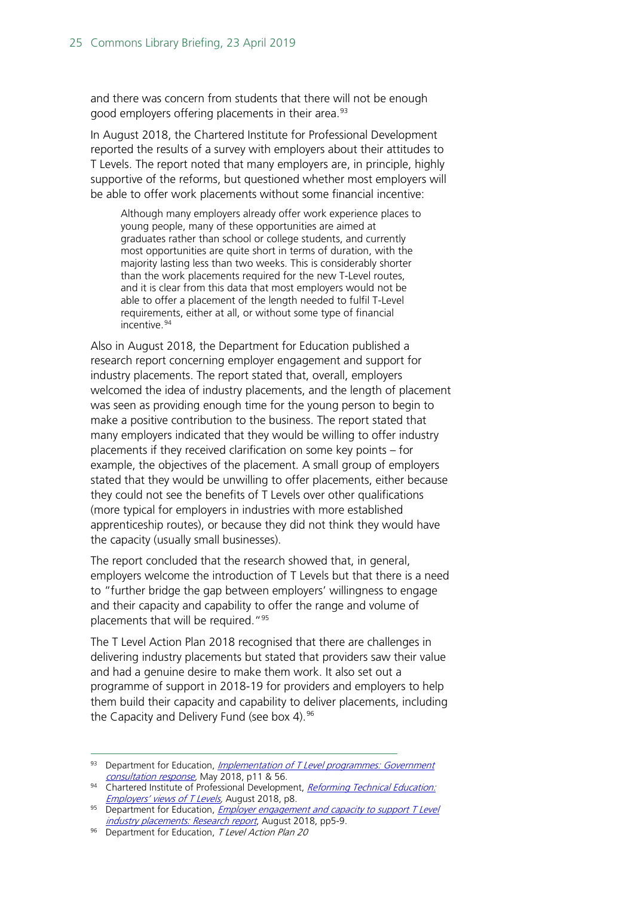and there was concern from students that there will not be enough good employers offering placements in their area.[93]

In August 2018, the Chartered Institute for Professional Development reported the results of a survey with employers about their attitudes to T Levels. The report noted that many employers are, in principle, highly supportive of the reforms, but questioned whether most employers will be able to offer work placements without some financial incentive:

> Although many employers already offer work experience places to young people, many of these opportunities are aimed at graduates rather than school or college students, and currently most opportunities are quite short in terms of duration, with the majority lasting less than two weeks. This is considerably shorter than the work placements required for the new T-Level routes, and it is clear from this data that most employers would not be able to offer a placement of the length needed to fulfil T-Level requirements, either at all, or without some type of financial incentive.[94]

Also in August 2018, the Department for Education published a research report concerning employer engagement and support for industry placements. The report stated that, overall, employers welcomed the idea of industry placements, and the length of placement was seen as providing enough time for the young person to begin to make a positive contribution to the business. The report stated that many employers indicated that they would be willing to offer industry placements if they received clarification on some key points – for example, the objectives of the placement. A small group of employers stated that they would be unwilling to offer placements, either because they could not see the benefits of T Levels over other qualifications (more typical for employers in industries with more established apprenticeship routes), or because they did not think they would have the capacity (usually small businesses).

The report concluded that the research showed that, in general, employers welcome the introduction of T Levels but that there is a need to "further bridge the gap between employers' willingness to engage and their capacity and capability to offer the range and volume of placements that will be required."[95]

The T Level Action Plan 2018 recognised that there are challenges in delivering industry placements but stated that providers saw their value and had a genuine desire to make them work. It also set out a programme of support in 2018-19 for providers and employers to help them build their capacity and capability to deliver placements, including the Capacity and Delivery Fund (see box 4).[96]

---

[93] Department for Education, *Implementation of T Level programmes: Government consultation response*, May 2018, p11 & 56.

[94] Chartered Institute of Professional Development, *Reforming Technical Education: Employers' views of T Levels*, August 2018, p8.

[95] Department for Education, *Employer engagement and capacity to support T Level industry placements: Research report*, August 2018, pp5-9.

[96] Department for Education, *T Level Action Plan 20*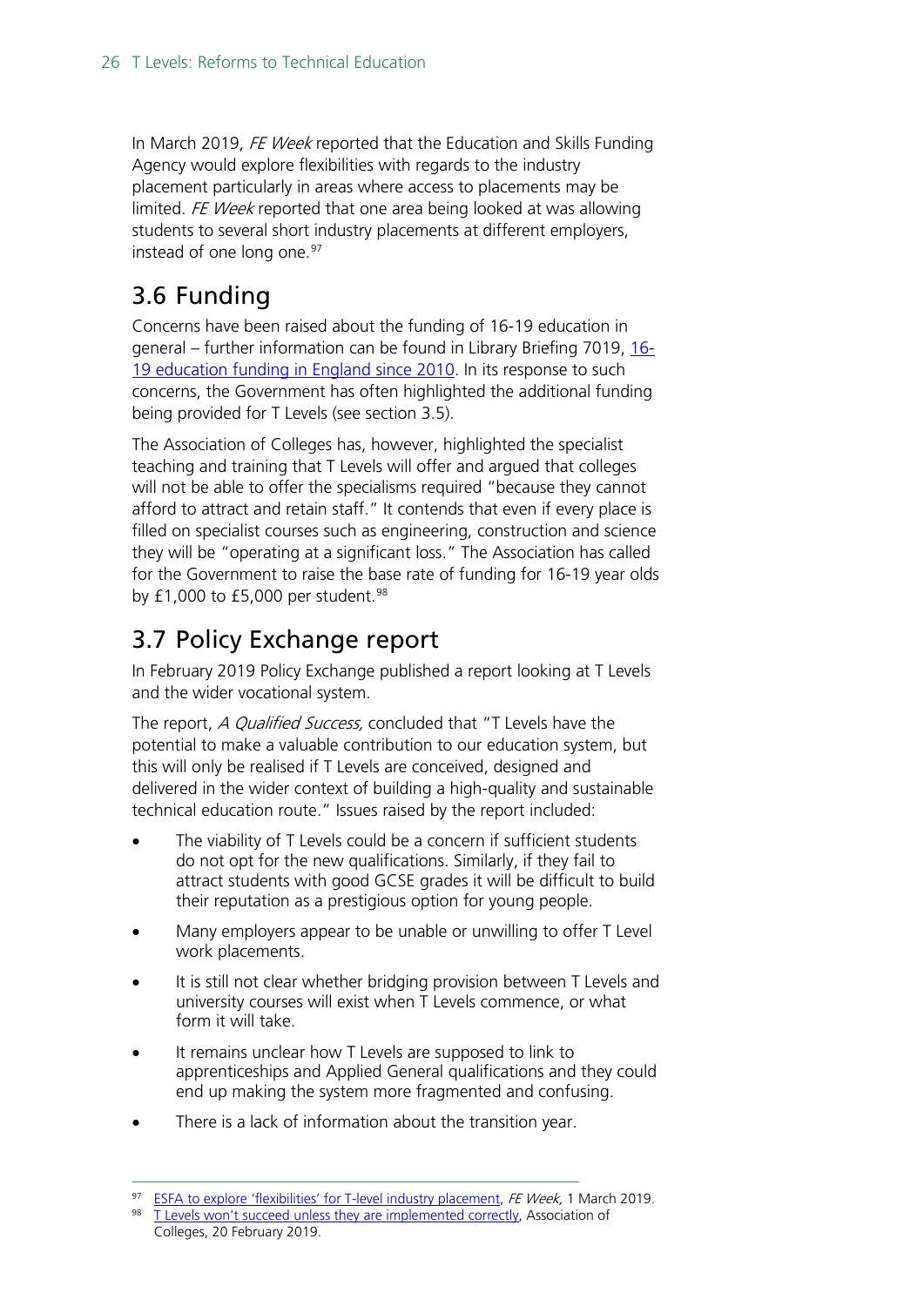In March 2019, *FE Week* reported that the Education and Skills Funding Agency would explore flexibilities with regards to the industry placement particularly in areas where access to placements may be limited. *FE Week* reported that one area being looked at was allowing students to several short industry placements at different employers, instead of one long one.[97]

## 3.6 Funding

Concerns have been raised about the funding of 16-19 education in general – further information can be found in Library Briefing 7019, [16-19 education funding in England since 2010](). In its response to such concerns, the Government has often highlighted the additional funding being provided for T Levels (see section 3.5).

The Association of Colleges has, however, highlighted the specialist teaching and training that T Levels will offer and argued that colleges will not be able to offer the specialisms required "because they cannot afford to attract and retain staff." It contends that even if every place is filled on specialist courses such as engineering, construction and science they will be "operating at a significant loss." The Association has called for the Government to raise the base rate of funding for 16-19 year olds by £1,000 to £5,000 per student.[98]

## 3.7 Policy Exchange report

In February 2019 Policy Exchange published a report looking at T Levels and the wider vocational system.

The report, *A Qualified Success,* concluded that "T Levels have the potential to make a valuable contribution to our education system, but this will only be realised if T Levels are conceived, designed and delivered in the wider context of building a high-quality and sustainable technical education route." Issues raised by the report included:

- The viability of T Levels could be a concern if sufficient students do not opt for the new qualifications. Similarly, if they fail to attract students with good GCSE grades it will be difficult to build their reputation as a prestigious option for young people.
- Many employers appear to be unable or unwilling to offer T Level work placements.
- It is still not clear whether bridging provision between T Levels and university courses will exist when T Levels commence, or what form it will take.
- It remains unclear how T Levels are supposed to link to apprenticeships and Applied General qualifications and they could end up making the system more fragmented and confusing.
- There is a lack of information about the transition year.

---

[97] ESFA to explore 'flexibilities' for T-level industry placement, *FE Week,* 1 March 2019.

[98] T Levels won't succeed unless they are implemented correctly, Association of Colleges, 20 February 2019.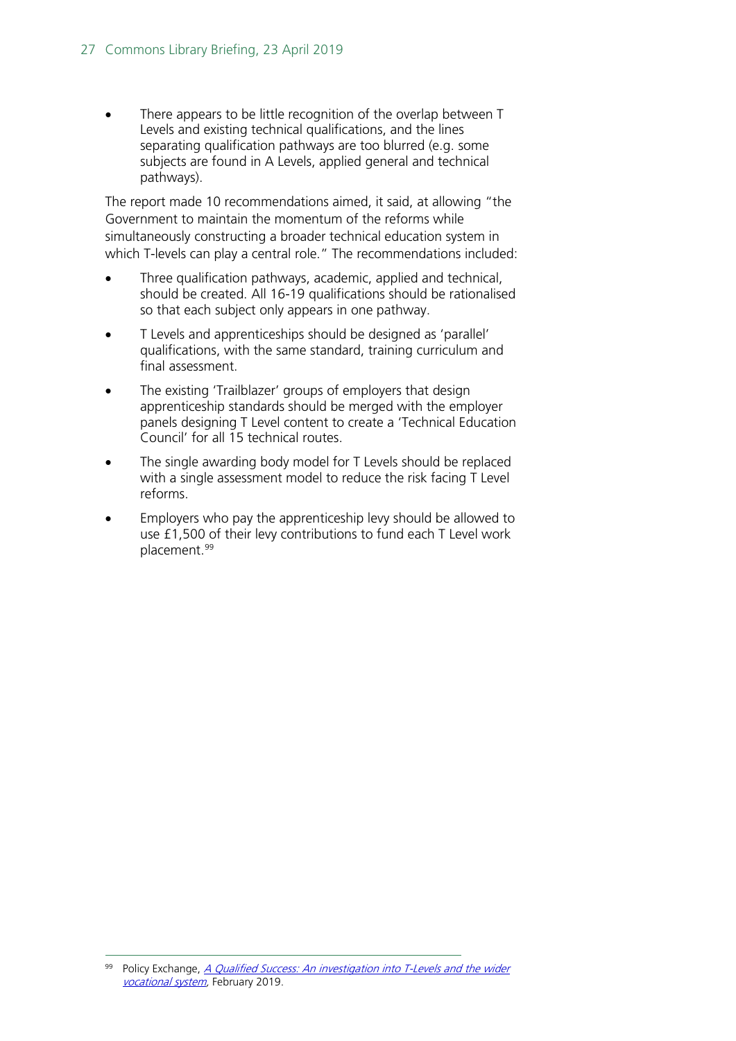- There appears to be little recognition of the overlap between T Levels and existing technical qualifications, and the lines separating qualification pathways are too blurred (e.g. some subjects are found in A Levels, applied general and technical pathways).

The report made 10 recommendations aimed, it said, at allowing "the Government to maintain the momentum of the reforms while simultaneously constructing a broader technical education system in which T-levels can play a central role." The recommendations included:

- Three qualification pathways, academic, applied and technical, should be created. All 16-19 qualifications should be rationalised so that each subject only appears in one pathway.
- T Levels and apprenticeships should be designed as 'parallel' qualifications, with the same standard, training curriculum and final assessment.
- The existing 'Trailblazer' groups of employers that design apprenticeship standards should be merged with the employer panels designing T Level content to create a 'Technical Education Council' for all 15 technical routes.
- The single awarding body model for T Levels should be replaced with a single assessment model to reduce the risk facing T Level reforms.
- Employers who pay the apprenticeship levy should be allowed to use £1,500 of their levy contributions to fund each T Level work placement.[99]

---

[99] Policy Exchange, *A Qualified Success: An investigation into T-Levels and the wider vocational system*, February 2019.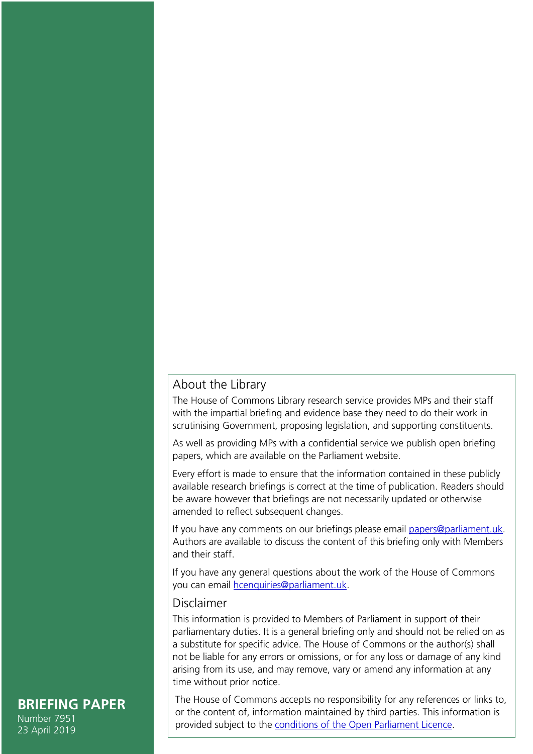**BRIEFING PAPER**
Number 7951
23 April 2019

## About the Library

The House of Commons Library research service provides MPs and their staff with the impartial briefing and evidence base they need to do their work in scrutinising Government, proposing legislation, and supporting constituents.

As well as providing MPs with a confidential service we publish open briefing papers, which are available on the Parliament website.

Every effort is made to ensure that the information contained in these publicly available research briefings is correct at the time of publication. Readers should be aware however that briefings are not necessarily updated or otherwise amended to reflect subsequent changes.

If you have any comments on our briefings please email papers@parliament.uk. Authors are available to discuss the content of this briefing only with Members and their staff.

If you have any general questions about the work of the House of Commons you can email hcenquiries@parliament.uk.

## Disclaimer

This information is provided to Members of Parliament in support of their parliamentary duties. It is a general briefing only and should not be relied on as a substitute for specific advice. The House of Commons or the author(s) shall not be liable for any errors or omissions, or for any loss or damage of any kind arising from its use, and may remove, vary or amend any information at any time without prior notice.

The House of Commons accepts no responsibility for any references or links to, or the content of, information maintained by third parties. This information is provided subject to the conditions of the Open Parliament Licence.